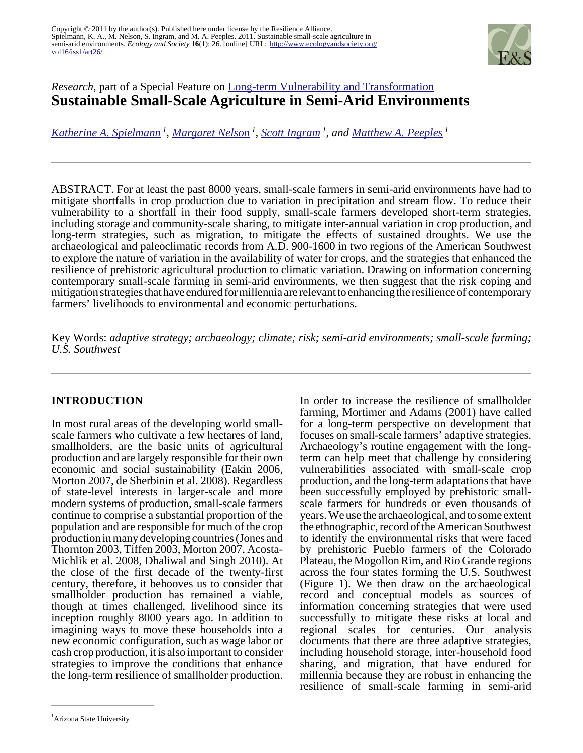Copyright © 2011 by the author(s). Published here under license by the Resilience Alliance.
Spielmann, K. A., M. Nelson, S. Ingram, and M. A. Peeples. 2011. Sustainable small-scale agriculture in semi-arid environments. *Ecology and Society* **16**(1): 26. [online] URL: http://www.ecologyandsociety.org/vol16/iss1/art26/

*Research*, part of a Special Feature on Long-term Vulnerability and Transformation

# Sustainable Small-Scale Agriculture in Semi-Arid Environments

*Katherine A. Spielmann* [1], *Margaret Nelson* [1], *Scott Ingram* [1], and *Matthew A. Peeples* [1]

ABSTRACT. For at least the past 8000 years, small-scale farmers in semi-arid environments have had to mitigate shortfalls in crop production due to variation in precipitation and stream flow. To reduce their vulnerability to a shortfall in their food supply, small-scale farmers developed short-term strategies, including storage and community-scale sharing, to mitigate inter-annual variation in crop production, and long-term strategies, such as migration, to mitigate the effects of sustained droughts. We use the archaeological and paleoclimatic records from A.D. 900-1600 in two regions of the American Southwest to explore the nature of variation in the availability of water for crops, and the strategies that enhanced the resilience of prehistoric agricultural production to climatic variation. Drawing on information concerning contemporary small-scale farming in semi-arid environments, we then suggest that the risk coping and mitigation strategies that have endured for millennia are relevant to enhancing the resilience of contemporary farmers' livelihoods to environmental and economic perturbations.

Key Words: *adaptive strategy; archaeology; climate; risk; semi-arid environments; small-scale farming; U.S. Southwest*

## INTRODUCTION

In most rural areas of the developing world small-scale farmers who cultivate a few hectares of land, smallholders, are the basic units of agricultural production and are largely responsible for their own economic and social sustainability (Eakin 2006, Morton 2007, de Sherbinin et al. 2008). Regardless of state-level interests in larger-scale and more modern systems of production, small-scale farmers continue to comprise a substantial proportion of the population and are responsible for much of the crop production in many developing countries (Jones and Thornton 2003, Tiffen 2003, Morton 2007, Acosta-Michlik et al. 2008, Dhaliwal and Singh 2010). At the close of the first decade of the twenty-first century, therefore, it behooves us to consider that smallholder production has remained a viable, though at times challenged, livelihood since its inception roughly 8000 years ago. In addition to imagining ways to move these households into a new economic configuration, such as wage labor or cash crop production, it is also important to consider strategies to improve the conditions that enhance the long-term resilience of smallholder production.

In order to increase the resilience of smallholder farming, Mortimer and Adams (2001) have called for a long-term perspective on development that focuses on small-scale farmers' adaptive strategies. Archaeology's routine engagement with the long-term can help meet that challenge by considering vulnerabilities associated with small-scale crop production, and the long-term adaptations that have been successfully employed by prehistoric small-scale farmers for hundreds or even thousands of years. We use the archaeological, and to some extent the ethnographic, record of the American Southwest to identify the environmental risks that were faced by prehistoric Pueblo farmers of the Colorado Plateau, the Mogollon Rim, and Rio Grande regions across the four states forming the U.S. Southwest (Figure 1). We then draw on the archaeological record and conceptual models as sources of information concerning strategies that were used successfully to mitigate these risks at local and regional scales for centuries. Our analysis documents that there are three adaptive strategies, including household storage, inter-household food sharing, and migration, that have endured for millennia because they are robust in enhancing the resilience of small-scale farming in semi-arid

[1] Arizona State University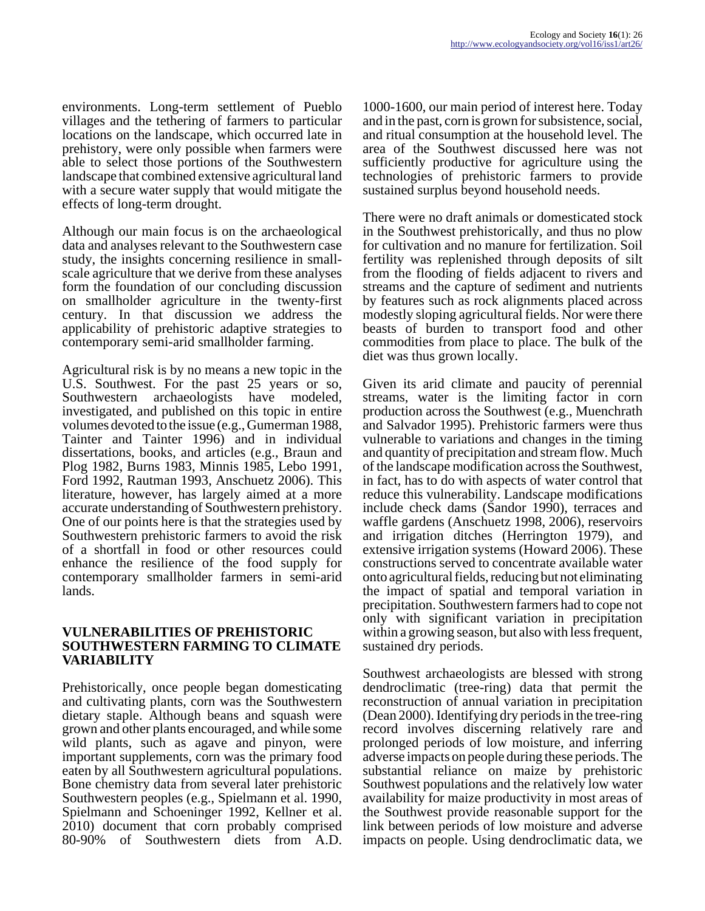environments. Long-term settlement of Pueblo villages and the tethering of farmers to particular locations on the landscape, which occurred late in prehistory, were only possible when farmers were able to select those portions of the Southwestern landscape that combined extensive agricultural land with a secure water supply that would mitigate the effects of long-term drought.

Although our main focus is on the archaeological data and analyses relevant to the Southwestern case study, the insights concerning resilience in small-scale agriculture that we derive from these analyses form the foundation of our concluding discussion on smallholder agriculture in the twenty-first century. In that discussion we address the applicability of prehistoric adaptive strategies to contemporary semi-arid smallholder farming.

Agricultural risk is by no means a new topic in the U.S. Southwest. For the past 25 years or so, Southwestern archaeologists have modeled, investigated, and published on this topic in entire volumes devoted to the issue (e.g., Gumerman 1988, Tainter and Tainter 1996) and in individual dissertations, books, and articles (e.g., Braun and Plog 1982, Burns 1983, Minnis 1985, Lebo 1991, Ford 1992, Rautman 1993, Anschuetz 2006). This literature, however, has largely aimed at a more accurate understanding of Southwestern prehistory. One of our points here is that the strategies used by Southwestern prehistoric farmers to avoid the risk of a shortfall in food or other resources could enhance the resilience of the food supply for contemporary smallholder farmers in semi-arid lands.

## VULNERABILITIES OF PREHISTORIC SOUTHWESTERN FARMING TO CLIMATE VARIABILITY

Prehistorically, once people began domesticating and cultivating plants, corn was the Southwestern dietary staple. Although beans and squash were grown and other plants encouraged, and while some wild plants, such as agave and pinyon, were important supplements, corn was the primary food eaten by all Southwestern agricultural populations. Bone chemistry data from several later prehistoric Southwestern peoples (e.g., Spielmann et al. 1990, Spielmann and Schoeninger 1992, Kellner et al. 2010) document that corn probably comprised 80-90% of Southwestern diets from A.D. 1000-1600, our main period of interest here. Today and in the past, corn is grown for subsistence, social, and ritual consumption at the household level. The area of the Southwest discussed here was not sufficiently productive for agriculture using the technologies of prehistoric farmers to provide sustained surplus beyond household needs.

There were no draft animals or domesticated stock in the Southwest prehistorically, and thus no plow for cultivation and no manure for fertilization. Soil fertility was replenished through deposits of silt from the flooding of fields adjacent to rivers and streams and the capture of sediment and nutrients by features such as rock alignments placed across modestly sloping agricultural fields. Nor were there beasts of burden to transport food and other commodities from place to place. The bulk of the diet was thus grown locally.

Given its arid climate and paucity of perennial streams, water is the limiting factor in corn production across the Southwest (e.g., Muenchrath and Salvador 1995). Prehistoric farmers were thus vulnerable to variations and changes in the timing and quantity of precipitation and stream flow. Much of the landscape modification across the Southwest, in fact, has to do with aspects of water control that reduce this vulnerability. Landscape modifications include check dams (Sandor 1990), terraces and waffle gardens (Anschuetz 1998, 2006), reservoirs and irrigation ditches (Herrington 1979), and extensive irrigation systems (Howard 2006). These constructions served to concentrate available water onto agricultural fields, reducing but not eliminating the impact of spatial and temporal variation in precipitation. Southwestern farmers had to cope not only with significant variation in precipitation within a growing season, but also with less frequent, sustained dry periods.

Southwest archaeologists are blessed with strong dendroclimatic (tree-ring) data that permit the reconstruction of annual variation in precipitation (Dean 2000). Identifying dry periods in the tree-ring record involves discerning relatively rare and prolonged periods of low moisture, and inferring adverse impacts on people during these periods. The substantial reliance on maize by prehistoric Southwest populations and the relatively low water availability for maize productivity in most areas of the Southwest provide reasonable support for the link between periods of low moisture and adverse impacts on people. Using dendroclimatic data, we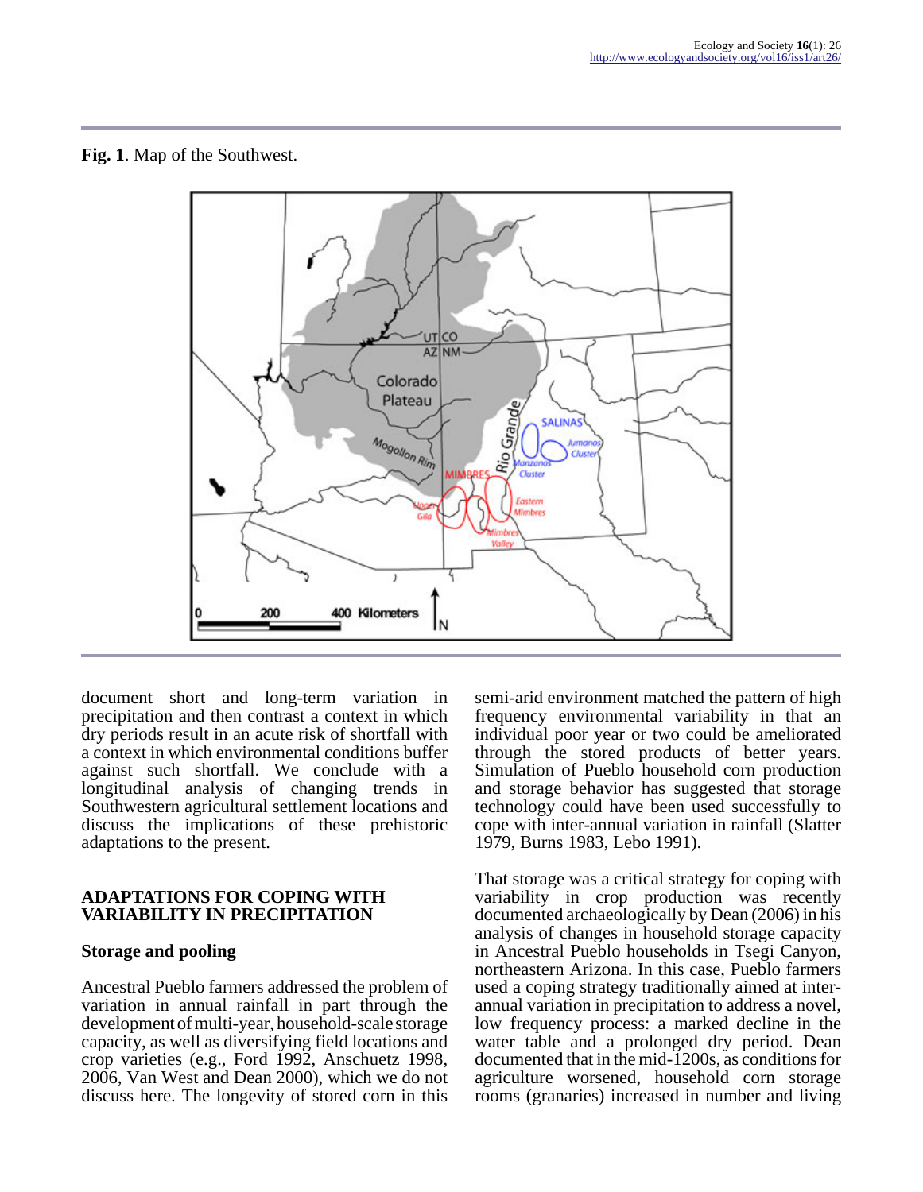**Fig. 1**. Map of the Southwest.

document short and long-term variation in precipitation and then contrast a context in which dry periods result in an acute risk of shortfall with a context in which environmental conditions buffer against such shortfall. We conclude with a longitudinal analysis of changing trends in Southwestern agricultural settlement locations and discuss the implications of these prehistoric adaptations to the present.

## ADAPTATIONS FOR COPING WITH VARIABILITY IN PRECIPITATION

### Storage and pooling

Ancestral Pueblo farmers addressed the problem of variation in annual rainfall in part through the development of multi-year, household-scale storage capacity, as well as diversifying field locations and crop varieties (e.g., Ford 1992, Anschuetz 1998, 2006, Van West and Dean 2000), which we do not discuss here. The longevity of stored corn in this semi-arid environment matched the pattern of high frequency environmental variability in that an individual poor year or two could be ameliorated through the stored products of better years. Simulation of Pueblo household corn production and storage behavior has suggested that storage technology could have been used successfully to cope with inter-annual variation in rainfall (Slatter 1979, Burns 1983, Lebo 1991).

That storage was a critical strategy for coping with variability in crop production was recently documented archaeologically by Dean (2006) in his analysis of changes in household storage capacity in Ancestral Pueblo households in Tsegi Canyon, northeastern Arizona. In this case, Pueblo farmers used a coping strategy traditionally aimed at inter-annual variation in precipitation to address a novel, low frequency process: a marked decline in the water table and a prolonged dry period. Dean documented that in the mid-1200s, as conditions for agriculture worsened, household corn storage rooms (granaries) increased in number and living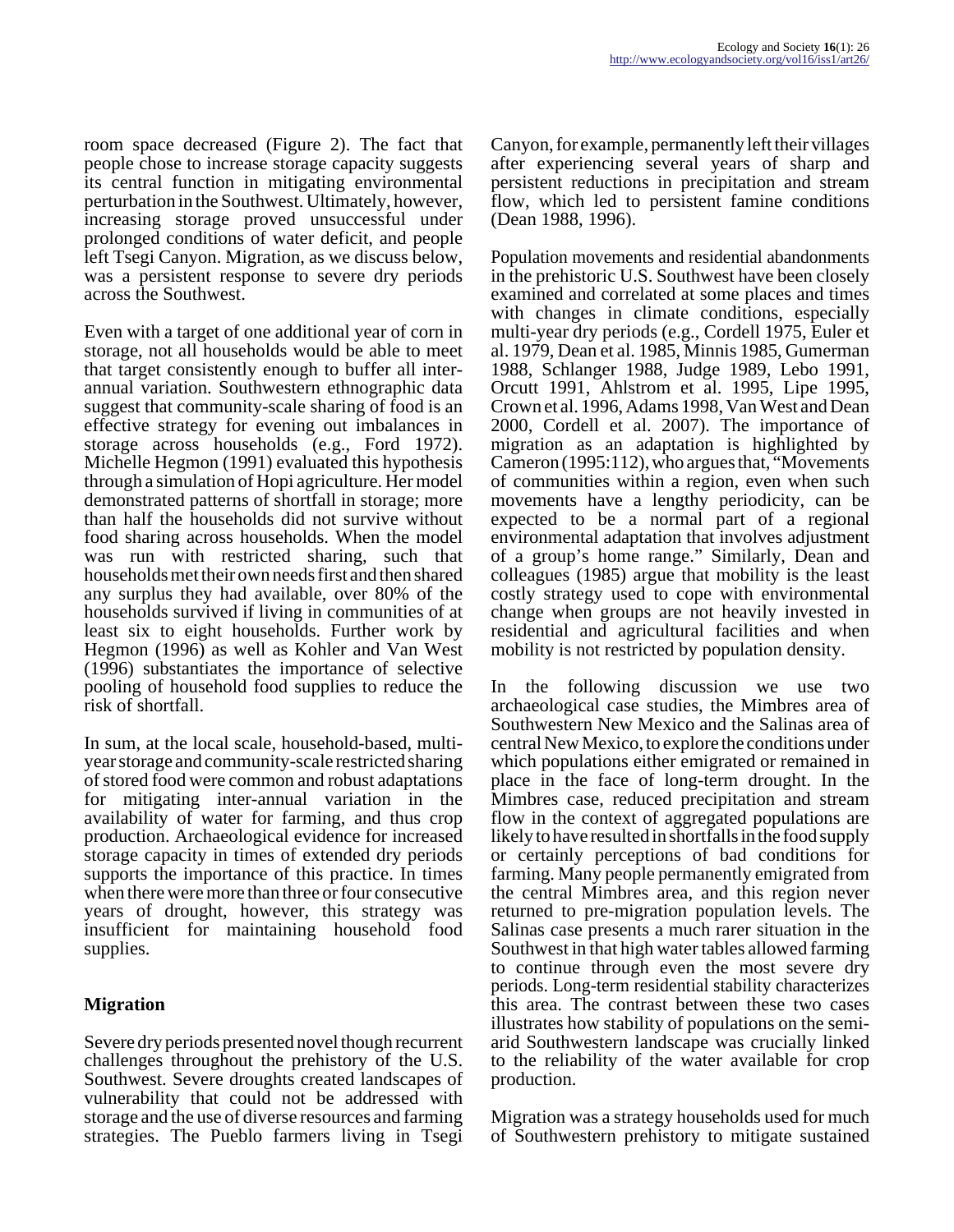room space decreased (Figure 2). The fact that people chose to increase storage capacity suggests its central function in mitigating environmental perturbation in the Southwest. Ultimately, however, increasing storage proved unsuccessful under prolonged conditions of water deficit, and people left Tsegi Canyon. Migration, as we discuss below, was a persistent response to severe dry periods across the Southwest.

Even with a target of one additional year of corn in storage, not all households would be able to meet that target consistently enough to buffer all inter-annual variation. Southwestern ethnographic data suggest that community-scale sharing of food is an effective strategy for evening out imbalances in storage across households (e.g., Ford 1972). Michelle Hegmon (1991) evaluated this hypothesis through a simulation of Hopi agriculture. Her model demonstrated patterns of shortfall in storage; more than half the households did not survive without food sharing across households. When the model was run with restricted sharing, such that households met their own needs first and then shared any surplus they had available, over 80% of the households survived if living in communities of at least six to eight households. Further work by Hegmon (1996) as well as Kohler and Van West (1996) substantiates the importance of selective pooling of household food supplies to reduce the risk of shortfall.

In sum, at the local scale, household-based, multi-year storage and community-scale restricted sharing of stored food were common and robust adaptations for mitigating inter-annual variation in the availability of water for farming, and thus crop production. Archaeological evidence for increased storage capacity in times of extended dry periods supports the importance of this practice. In times when there were more than three or four consecutive years of drought, however, this strategy was insufficient for maintaining household food supplies.

## Migration

Severe dry periods presented novel though recurrent challenges throughout the prehistory of the U.S. Southwest. Severe droughts created landscapes of vulnerability that could not be addressed with storage and the use of diverse resources and farming strategies. The Pueblo farmers living in Tsegi Canyon, for example, permanently left their villages after experiencing several years of sharp and persistent reductions in precipitation and stream flow, which led to persistent famine conditions (Dean 1988, 1996).

Population movements and residential abandonments in the prehistoric U.S. Southwest have been closely examined and correlated at some places and times with changes in climate conditions, especially multi-year dry periods (e.g., Cordell 1975, Euler et al. 1979, Dean et al. 1985, Minnis 1985, Gumerman 1988, Schlanger 1988, Judge 1989, Lebo 1991, Orcutt 1991, Ahlstrom et al. 1995, Lipe 1995, Crown et al. 1996, Adams 1998, Van West and Dean 2000, Cordell et al. 2007). The importance of migration as an adaptation is highlighted by Cameron (1995:112), who argues that, "Movements of communities within a region, even when such movements have a lengthy periodicity, can be expected to be a normal part of a regional environmental adaptation that involves adjustment of a group's home range." Similarly, Dean and colleagues (1985) argue that mobility is the least costly strategy used to cope with environmental change when groups are not heavily invested in residential and agricultural facilities and when mobility is not restricted by population density.

In the following discussion we use two archaeological case studies, the Mimbres area of Southwestern New Mexico and the Salinas area of central New Mexico, to explore the conditions under which populations either emigrated or remained in place in the face of long-term drought. In the Mimbres case, reduced precipitation and stream flow in the context of aggregated populations are likely to have resulted in shortfalls in the food supply or certainly perceptions of bad conditions for farming. Many people permanently emigrated from the central Mimbres area, and this region never returned to pre-migration population levels. The Salinas case presents a much rarer situation in the Southwest in that high water tables allowed farming to continue through even the most severe dry periods. Long-term residential stability characterizes this area. The contrast between these two cases illustrates how stability of populations on the semi-arid Southwestern landscape was crucially linked to the reliability of the water available for crop production.

Migration was a strategy households used for much of Southwestern prehistory to mitigate sustained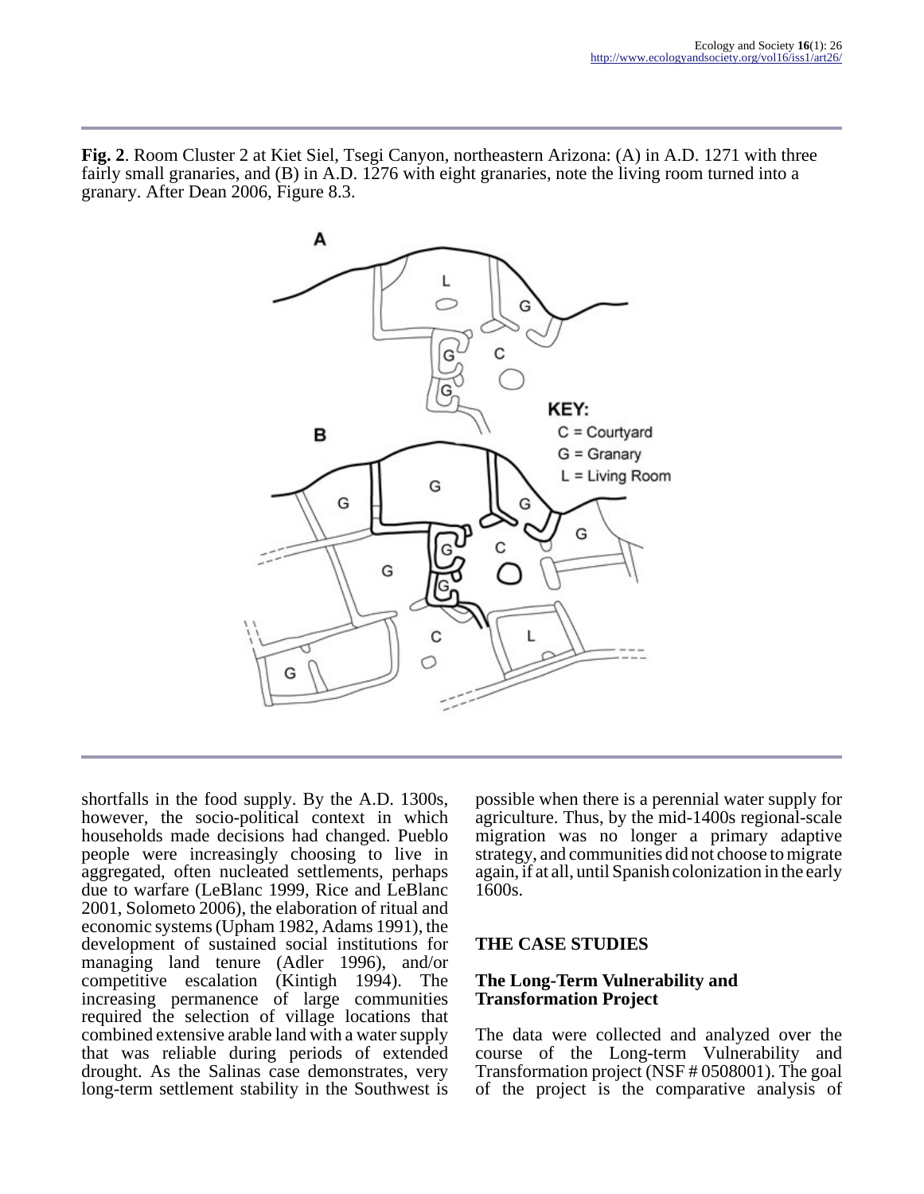**Fig. 2**. Room Cluster 2 at Kiet Siel, Tsegi Canyon, northeastern Arizona: (A) in A.D. 1271 with three fairly small granaries, and (B) in A.D. 1276 with eight granaries, note the living room turned into a granary. After Dean 2006, Figure 8.3.

shortfalls in the food supply. By the A.D. 1300s, however, the socio-political context in which households made decisions had changed. Pueblo people were increasingly choosing to live in aggregated, often nucleated settlements, perhaps due to warfare (LeBlanc 1999, Rice and LeBlanc 2001, Solometo 2006), the elaboration of ritual and economic systems (Upham 1982, Adams 1991), the development of sustained social institutions for managing land tenure (Adler 1996), and/or competitive escalation (Kintigh 1994). The increasing permanence of large communities required the selection of village locations that combined extensive arable land with a water supply that was reliable during periods of extended drought. As the Salinas case demonstrates, very long-term settlement stability in the Southwest is possible when there is a perennial water supply for agriculture. Thus, by the mid-1400s regional-scale migration was no longer a primary adaptive strategy, and communities did not choose to migrate again, if at all, until Spanish colonization in the early 1600s.

## THE CASE STUDIES

### The Long-Term Vulnerability and Transformation Project

The data were collected and analyzed over the course of the Long-term Vulnerability and Transformation project (NSF # 0508001). The goal of the project is the comparative analysis of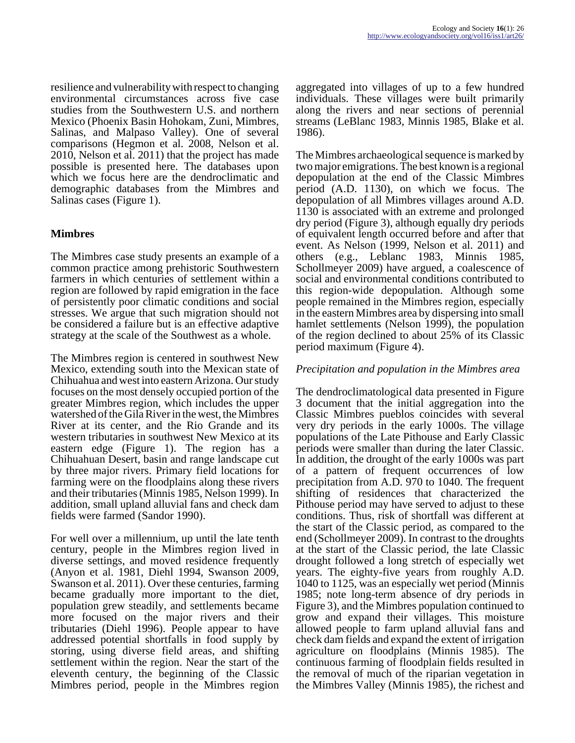resilience and vulnerability with respect to changing environmental circumstances across five case studies from the Southwestern U.S. and northern Mexico (Phoenix Basin Hohokam, Zuni, Mimbres, Salinas, and Malpaso Valley). One of several comparisons (Hegmon et al. 2008, Nelson et al. 2010, Nelson et al. 2011) that the project has made possible is presented here. The databases upon which we focus here are the dendroclimatic and demographic databases from the Mimbres and Salinas cases (Figure 1).

## Mimbres

The Mimbres case study presents an example of a common practice among prehistoric Southwestern farmers in which centuries of settlement within a region are followed by rapid emigration in the face of persistently poor climatic conditions and social stresses. We argue that such migration should not be considered a failure but is an effective adaptive strategy at the scale of the Southwest as a whole.

The Mimbres region is centered in southwest New Mexico, extending south into the Mexican state of Chihuahua and west into eastern Arizona. Our study focuses on the most densely occupied portion of the greater Mimbres region, which includes the upper watershed of the Gila River in the west, the Mimbres River at its center, and the Rio Grande and its western tributaries in southwest New Mexico at its eastern edge (Figure 1). The region has a Chihuahuan Desert, basin and range landscape cut by three major rivers. Primary field locations for farming were on the floodplains along these rivers and their tributaries (Minnis 1985, Nelson 1999). In addition, small upland alluvial fans and check dam fields were farmed (Sandor 1990).

For well over a millennium, up until the late tenth century, people in the Mimbres region lived in diverse settings, and moved residence frequently (Anyon et al. 1981, Diehl 1994, Swanson 2009, Swanson et al. 2011). Over these centuries, farming became gradually more important to the diet, population grew steadily, and settlements became more focused on the major rivers and their tributaries (Diehl 1996). People appear to have addressed potential shortfalls in food supply by storing, using diverse field areas, and shifting settlement within the region. Near the start of the eleventh century, the beginning of the Classic Mimbres period, people in the Mimbres region aggregated into villages of up to a few hundred individuals. These villages were built primarily along the rivers and near sections of perennial streams (LeBlanc 1983, Minnis 1985, Blake et al. 1986).

The Mimbres archaeological sequence is marked by two major emigrations. The best known is a regional depopulation at the end of the Classic Mimbres period (A.D. 1130), on which we focus. The depopulation of all Mimbres villages around A.D. 1130 is associated with an extreme and prolonged dry period (Figure 3), although equally dry periods of equivalent length occurred before and after that event. As Nelson (1999, Nelson et al. 2011) and others (e.g., Leblanc 1983, Minnis 1985, Schollmeyer 2009) have argued, a coalescence of social and environmental conditions contributed to this region-wide depopulation. Although some people remained in the Mimbres region, especially in the eastern Mimbres area by dispersing into small hamlet settlements (Nelson 1999), the population of the region declined to about 25% of its Classic period maximum (Figure 4).

### *Precipitation and population in the Mimbres area*

The dendroclimatological data presented in Figure 3 document that the initial aggregation into the Classic Mimbres pueblos coincides with several very dry periods in the early 1000s. The village populations of the Late Pithouse and Early Classic periods were smaller than during the later Classic. In addition, the drought of the early 1000s was part of a pattern of frequent occurrences of low precipitation from A.D. 970 to 1040. The frequent shifting of residences that characterized the Pithouse period may have served to adjust to these conditions. Thus, risk of shortfall was different at the start of the Classic period, as compared to the end (Schollmeyer 2009). In contrast to the droughts at the start of the Classic period, the late Classic drought followed a long stretch of especially wet years. The eighty-five years from roughly A.D. 1040 to 1125, was an especially wet period (Minnis 1985; note long-term absence of dry periods in Figure 3), and the Mimbres population continued to grow and expand their villages. This moisture allowed people to farm upland alluvial fans and check dam fields and expand the extent of irrigation agriculture on floodplains (Minnis 1985). The continuous farming of floodplain fields resulted in the removal of much of the riparian vegetation in the Mimbres Valley (Minnis 1985), the richest and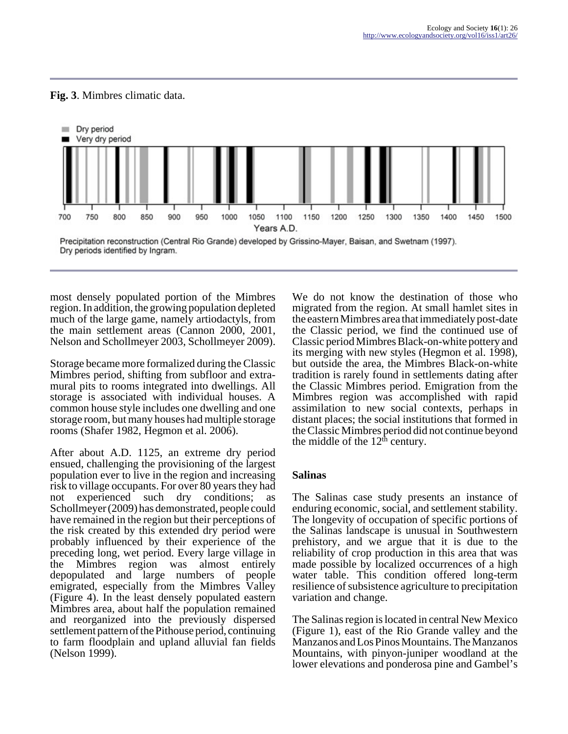**Fig. 3**. Mimbres climatic data.

Precipitation reconstruction (Central Rio Grande) developed by Grissino-Mayer, Baisan, and Swetnam (1997). Dry periods identified by Ingram.

most densely populated portion of the Mimbres region. In addition, the growing population depleted much of the large game, namely artiodactyls, from the main settlement areas (Cannon 2000, 2001, Nelson and Schollmeyer 2003, Schollmeyer 2009).

Storage became more formalized during the Classic Mimbres period, shifting from subfloor and extra-mural pits to rooms integrated into dwellings. All storage is associated with individual houses. A common house style includes one dwelling and one storage room, but many houses had multiple storage rooms (Shafer 1982, Hegmon et al. 2006).

After about A.D. 1125, an extreme dry period ensued, challenging the provisioning of the largest population ever to live in the region and increasing risk to village occupants. For over 80 years they had not experienced such dry conditions; as Schollmeyer (2009) has demonstrated, people could have remained in the region but their perceptions of the risk created by this extended dry period were probably influenced by their experience of the preceding long, wet period. Every large village in the Mimbres region was almost entirely depopulated and large numbers of people emigrated, especially from the Mimbres Valley (Figure 4). In the least densely populated eastern Mimbres area, about half the population remained and reorganized into the previously dispersed settlement pattern of the Pithouse period, continuing to farm floodplain and upland alluvial fan fields (Nelson 1999).

We do not know the destination of those who migrated from the region. At small hamlet sites in the eastern Mimbres area that immediately post-date the Classic period, we find the continued use of Classic period Mimbres Black-on-white pottery and its merging with new styles (Hegmon et al. 1998), but outside the area, the Mimbres Black-on-white tradition is rarely found in settlements dating after the Classic Mimbres period. Emigration from the Mimbres region was accomplished with rapid assimilation to new social contexts, perhaps in distant places; the social institutions that formed in the Classic Mimbres period did not continue beyond the middle of the 12th century.

## Salinas

The Salinas case study presents an instance of enduring economic, social, and settlement stability. The longevity of occupation of specific portions of the Salinas landscape is unusual in Southwestern prehistory, and we argue that it is due to the reliability of crop production in this area that was made possible by localized occurrences of a high water table. This condition offered long-term resilience of subsistence agriculture to precipitation variation and change.

The Salinas region is located in central New Mexico (Figure 1), east of the Rio Grande valley and the Manzanos and Los Pinos Mountains. The Manzanos Mountains, with pinyon-juniper woodland at the lower elevations and ponderosa pine and Gambel's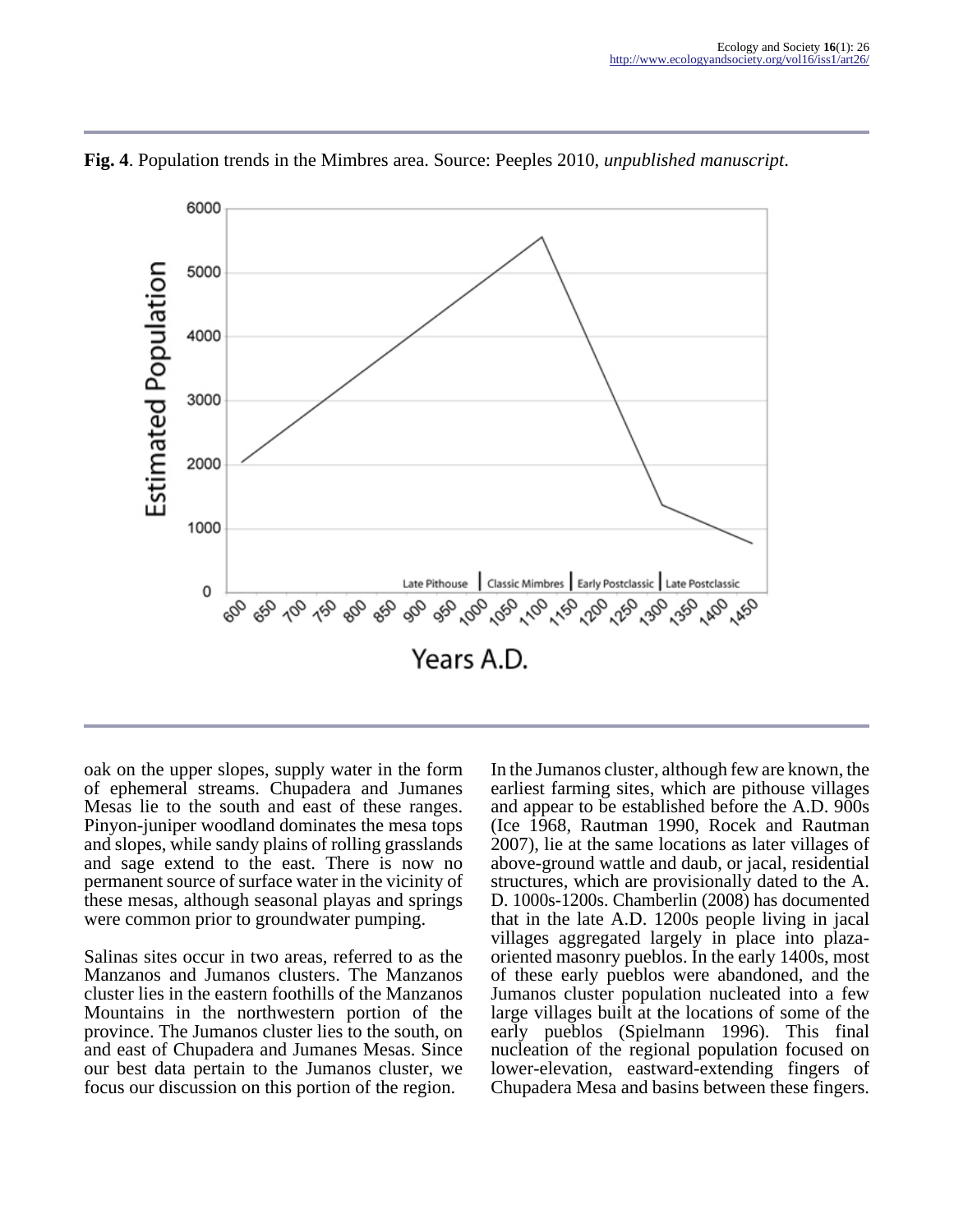**Fig. 4**. Population trends in the Mimbres area. Source: Peeples 2010, *unpublished manuscript*.

oak on the upper slopes, supply water in the form of ephemeral streams. Chupadera and Jumanes Mesas lie to the south and east of these ranges. Pinyon-juniper woodland dominates the mesa tops and slopes, while sandy plains of rolling grasslands and sage extend to the east. There is now no permanent source of surface water in the vicinity of these mesas, although seasonal playas and springs were common prior to groundwater pumping.

Salinas sites occur in two areas, referred to as the Manzanos and Jumanos clusters. The Manzanos cluster lies in the eastern foothills of the Manzanos Mountains in the northwestern portion of the province. The Jumanos cluster lies to the south, on and east of Chupadera and Jumanes Mesas. Since our best data pertain to the Jumanos cluster, we focus our discussion on this portion of the region.

In the Jumanos cluster, although few are known, the earliest farming sites, which are pithouse villages and appear to be established before the A.D. 900s (Ice 1968, Rautman 1990, Rocek and Rautman 2007), lie at the same locations as later villages of above-ground wattle and daub, or jacal, residential structures, which are provisionally dated to the A. D. 1000s-1200s. Chamberlin (2008) has documented that in the late A.D. 1200s people living in jacal villages aggregated largely in place into plaza-oriented masonry pueblos. In the early 1400s, most of these early pueblos were abandoned, and the Jumanos cluster population nucleated into a few large villages built at the locations of some of the early pueblos (Spielmann 1996). This final nucleation of the regional population focused on lower-elevation, eastward-extending fingers of Chupadera Mesa and basins between these fingers.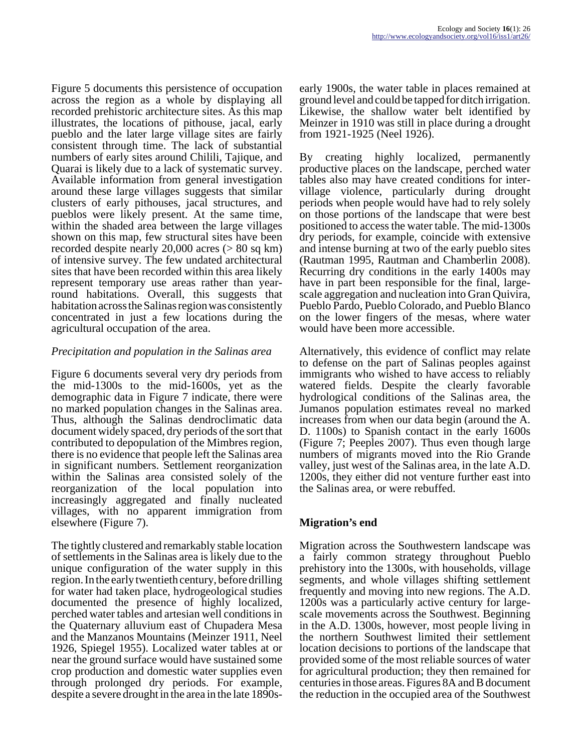Figure 5 documents this persistence of occupation across the region as a whole by displaying all recorded prehistoric architecture sites. As this map illustrates, the locations of pithouse, jacal, early pueblo and the later large village sites are fairly consistent through time. The lack of substantial numbers of early sites around Chilili, Tajique, and Quarai is likely due to a lack of systematic survey. Available information from general investigation around these large villages suggests that similar clusters of early pithouses, jacal structures, and pueblos were likely present. At the same time, within the shaded area between the large villages shown on this map, few structural sites have been recorded despite nearly 20,000 acres (> 80 sq km) of intensive survey. The few undated architectural sites that have been recorded within this area likely represent temporary use areas rather than year-round habitations. Overall, this suggests that habitation across the Salinas region was consistently concentrated in just a few locations during the agricultural occupation of the area.

*Precipitation and population in the Salinas area*

Figure 6 documents several very dry periods from the mid-1300s to the mid-1600s, yet as the demographic data in Figure 7 indicate, there were no marked population changes in the Salinas area. Thus, although the Salinas dendroclimatic data document widely spaced, dry periods of the sort that contributed to depopulation of the Mimbres region, there is no evidence that people left the Salinas area in significant numbers. Settlement reorganization within the Salinas area consisted solely of the reorganization of the local population into increasingly aggregated and finally nucleated villages, with no apparent immigration from elsewhere (Figure 7).

The tightly clustered and remarkably stable location of settlements in the Salinas area is likely due to the unique configuration of the water supply in this region. In the early twentieth century, before drilling for water had taken place, hydrogeological studies documented the presence of highly localized, perched water tables and artesian well conditions in the Quaternary alluvium east of Chupadera Mesa and the Manzanos Mountains (Meinzer 1911, Neel 1926, Spiegel 1955). Localized water tables at or near the ground surface would have sustained some crop production and domestic water supplies even through prolonged dry periods. For example, despite a severe drought in the area in the late 1890s-early 1900s, the water table in places remained at ground level and could be tapped for ditch irrigation. Likewise, the shallow water belt identified by Meinzer in 1910 was still in place during a drought from 1921-1925 (Neel 1926).

By creating highly localized, permanently productive places on the landscape, perched water tables also may have created conditions for inter-village violence, particularly during drought periods when people would have had to rely solely on those portions of the landscape that were best positioned to access the water table. The mid-1300s dry periods, for example, coincide with extensive and intense burning at two of the early pueblo sites (Rautman 1995, Rautman and Chamberlin 2008). Recurring dry conditions in the early 1400s may have in part been responsible for the final, large-scale aggregation and nucleation into Gran Quivira, Pueblo Pardo, Pueblo Colorado, and Pueblo Blanco on the lower fingers of the mesas, where water would have been more accessible.

Alternatively, this evidence of conflict may relate to defense on the part of Salinas peoples against immigrants who wished to have access to reliably watered fields. Despite the clearly favorable hydrological conditions of the Salinas area, the Jumanos population estimates reveal no marked increases from when our data begin (around the A. D. 1100s) to Spanish contact in the early 1600s (Figure 7; Peeples 2007). Thus even though large numbers of migrants moved into the Rio Grande valley, just west of the Salinas area, in the late A.D. 1200s, they either did not venture further east into the Salinas area, or were rebuffed.

## Migration's end

Migration across the Southwestern landscape was a fairly common strategy throughout Pueblo prehistory into the 1300s, with households, village segments, and whole villages shifting settlement frequently and moving into new regions. The A.D. 1200s was a particularly active century for large-scale movements across the Southwest. Beginning in the A.D. 1300s, however, most people living in the northern Southwest limited their settlement location decisions to portions of the landscape that provided some of the most reliable sources of water for agricultural production; they then remained for centuries in those areas. Figures 8A and B document the reduction in the occupied area of the Southwest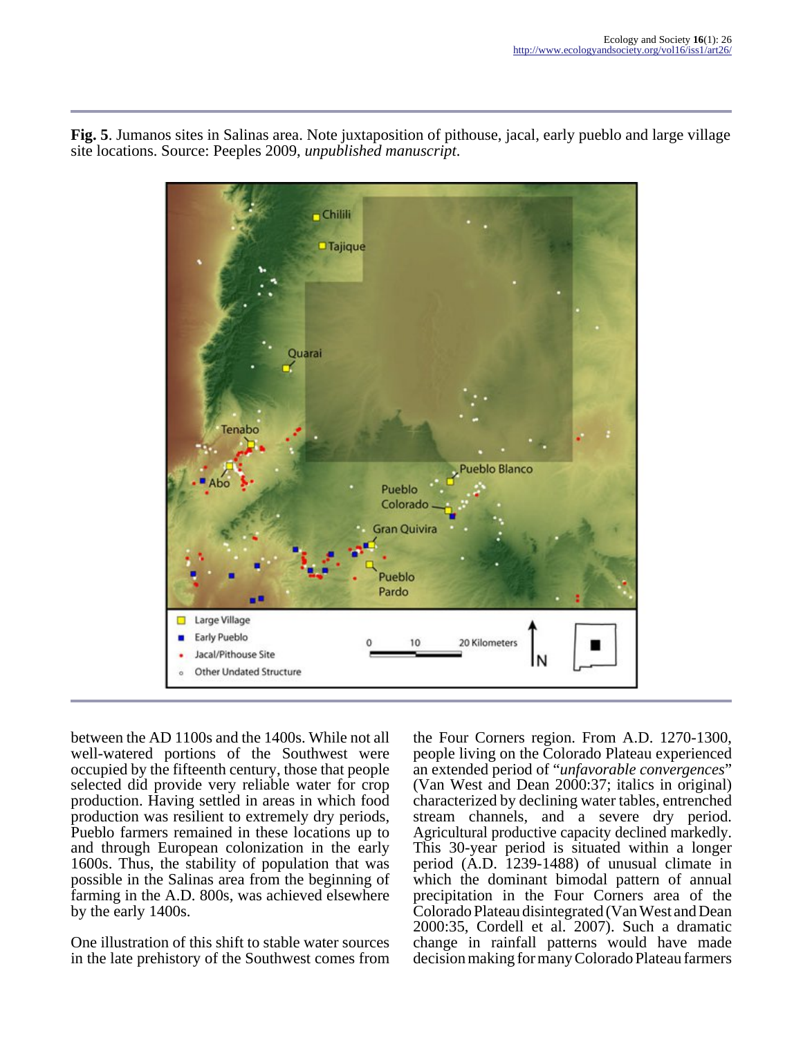**Fig. 5**. Jumanos sites in Salinas area. Note juxtaposition of pithouse, jacal, early pueblo and large village site locations. Source: Peeples 2009, *unpublished manuscript*.

between the AD 1100s and the 1400s. While not all well-watered portions of the Southwest were occupied by the fifteenth century, those that people selected did provide very reliable water for crop production. Having settled in areas in which food production was resilient to extremely dry periods, Pueblo farmers remained in these locations up to and through European colonization in the early 1600s. Thus, the stability of population that was possible in the Salinas area from the beginning of farming in the A.D. 800s, was achieved elsewhere by the early 1400s.

One illustration of this shift to stable water sources in the late prehistory of the Southwest comes from the Four Corners region. From A.D. 1270-1300, people living on the Colorado Plateau experienced an extended period of "*unfavorable convergences*" (Van West and Dean 2000:37; italics in original) characterized by declining water tables, entrenched stream channels, and a severe dry period. Agricultural productive capacity declined markedly. This 30-year period is situated within a longer period (A.D. 1239-1488) of unusual climate in which the dominant bimodal pattern of annual precipitation in the Four Corners area of the Colorado Plateau disintegrated (Van West and Dean 2000:35, Cordell et al. 2007). Such a dramatic change in rainfall patterns would have made decision making for many Colorado Plateau farmers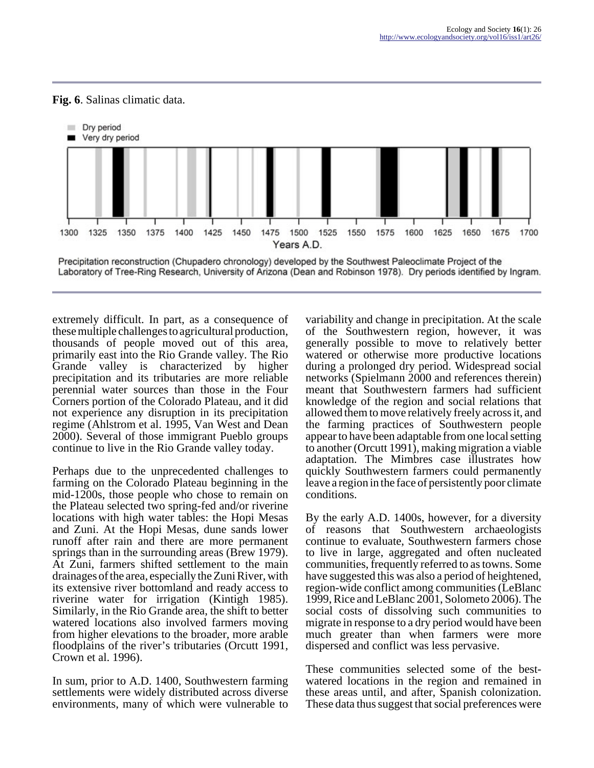**Fig. 6**. Salinas climatic data.

Precipitation reconstruction (Chupadero chronology) developed by the Southwest Paleoclimate Project of the Laboratory of Tree-Ring Research, University of Arizona (Dean and Robinson 1978). Dry periods identified by Ingram.

extremely difficult. In part, as a consequence of these multiple challenges to agricultural production, thousands of people moved out of this area, primarily east into the Rio Grande valley. The Rio Grande valley is characterized by higher precipitation and its tributaries are more reliable perennial water sources than those in the Four Corners portion of the Colorado Plateau, and it did not experience any disruption in its precipitation regime (Ahlstrom et al. 1995, Van West and Dean 2000). Several of those immigrant Pueblo groups continue to live in the Rio Grande valley today.

Perhaps due to the unprecedented challenges to farming on the Colorado Plateau beginning in the mid-1200s, those people who chose to remain on the Plateau selected two spring-fed and/or riverine locations with high water tables: the Hopi Mesas and Zuni. At the Hopi Mesas, dune sands lower runoff after rain and there are more permanent springs than in the surrounding areas (Brew 1979). At Zuni, farmers shifted settlement to the main drainages of the area, especially the Zuni River, with its extensive river bottomland and ready access to riverine water for irrigation (Kintigh 1985). Similarly, in the Rio Grande area, the shift to better watered locations also involved farmers moving from higher elevations to the broader, more arable floodplains of the river's tributaries (Orcutt 1991, Crown et al. 1996).

In sum, prior to A.D. 1400, Southwestern farming settlements were widely distributed across diverse environments, many of which were vulnerable to variability and change in precipitation. At the scale of the Southwestern region, however, it was generally possible to move to relatively better watered or otherwise more productive locations during a prolonged dry period. Widespread social networks (Spielmann 2000 and references therein) meant that Southwestern farmers had sufficient knowledge of the region and social relations that allowed them to move relatively freely across it, and the farming practices of Southwestern people appear to have been adaptable from one local setting to another (Orcutt 1991), making migration a viable adaptation. The Mimbres case illustrates how quickly Southwestern farmers could permanently leave a region in the face of persistently poor climate conditions.

By the early A.D. 1400s, however, for a diversity of reasons that Southwestern archaeologists continue to evaluate, Southwestern farmers chose to live in large, aggregated and often nucleated communities, frequently referred to as towns. Some have suggested this was also a period of heightened, region-wide conflict among communities (LeBlanc 1999, Rice and LeBlanc 2001, Solometo 2006). The social costs of dissolving such communities to migrate in response to a dry period would have been much greater than when farmers were more dispersed and conflict was less pervasive.

These communities selected some of the best-watered locations in the region and remained in these areas until, and after, Spanish colonization. These data thus suggest that social preferences were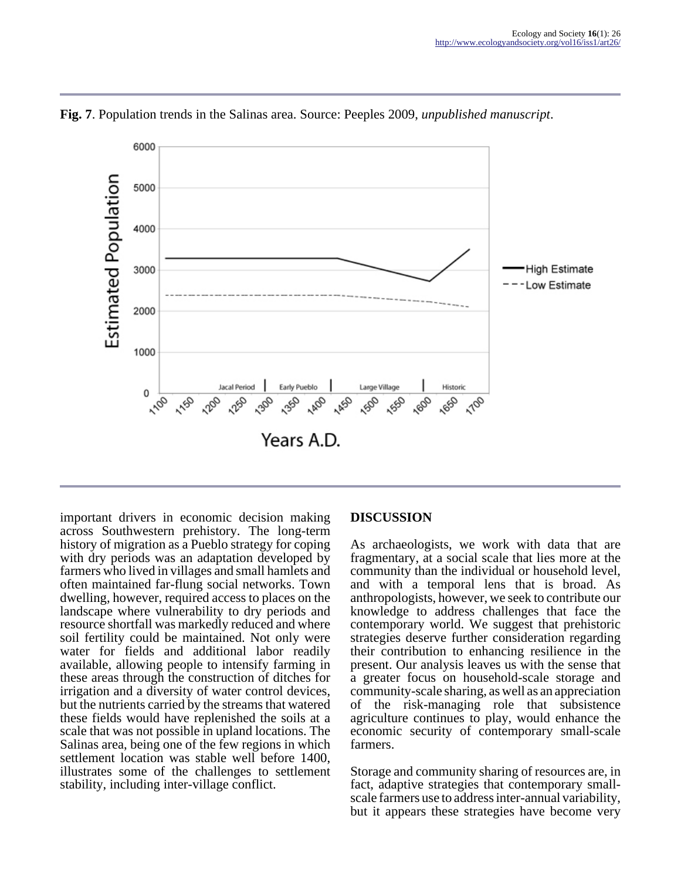**Fig. 7**. Population trends in the Salinas area. Source: Peeples 2009, *unpublished manuscript*.

important drivers in economic decision making across Southwestern prehistory. The long-term history of migration as a Pueblo strategy for coping with dry periods was an adaptation developed by farmers who lived in villages and small hamlets and often maintained far-flung social networks. Town dwelling, however, required access to places on the landscape where vulnerability to dry periods and resource shortfall was markedly reduced and where soil fertility could be maintained. Not only were water for fields and additional labor readily available, allowing people to intensify farming in these areas through the construction of ditches for irrigation and a diversity of water control devices, but the nutrients carried by the streams that watered these fields would have replenished the soils at a scale that was not possible in upland locations. The Salinas area, being one of the few regions in which settlement location was stable well before 1400, illustrates some of the challenges to settlement stability, including inter-village conflict.

## DISCUSSION

As archaeologists, we work with data that are fragmentary, at a social scale that lies more at the community than the individual or household level, and with a temporal lens that is broad. As anthropologists, however, we seek to contribute our knowledge to address challenges that face the contemporary world. We suggest that prehistoric strategies deserve further consideration regarding their contribution to enhancing resilience in the present. Our analysis leaves us with the sense that a greater focus on household-scale storage and community-scale sharing, as well as an appreciation of the risk-managing role that subsistence agriculture continues to play, would enhance the economic security of contemporary small-scale farmers.

Storage and community sharing of resources are, in fact, adaptive strategies that contemporary small-scale farmers use to address inter-annual variability, but it appears these strategies have become very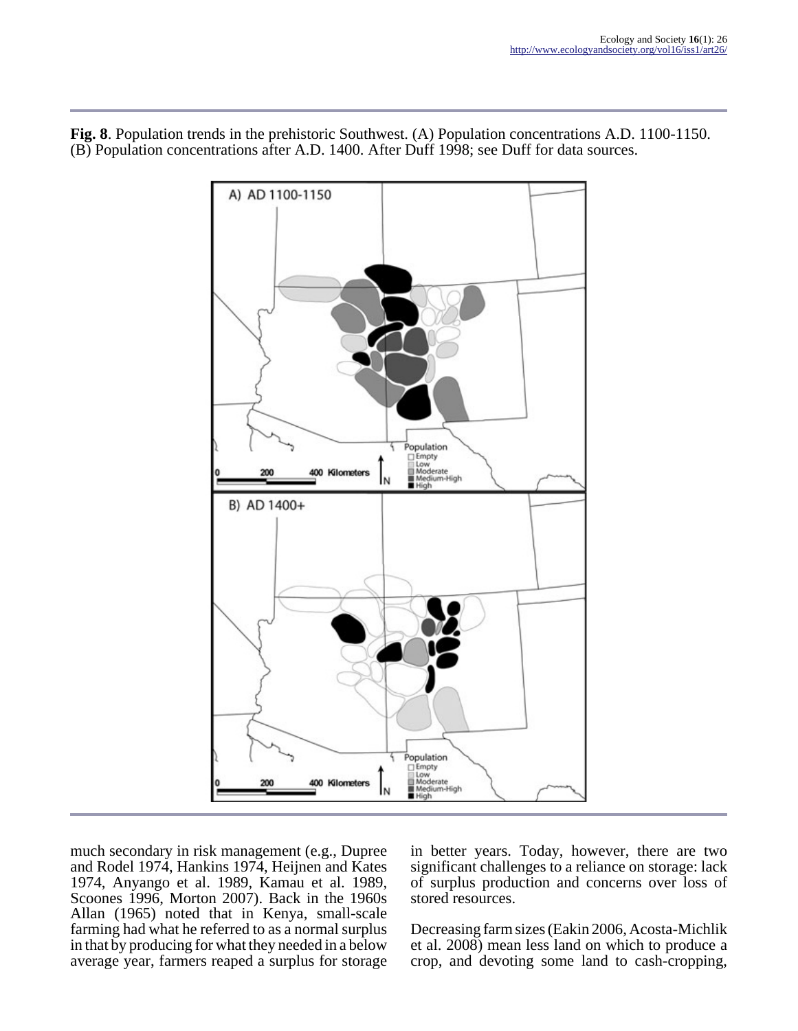**Fig. 8**. Population trends in the prehistoric Southwest. (A) Population concentrations A.D. 1100-1150. (B) Population concentrations after A.D. 1400. After Duff 1998; see Duff for data sources.

much secondary in risk management (e.g., Dupree and Rodel 1974, Hankins 1974, Heijnen and Kates 1974, Anyango et al. 1989, Kamau et al. 1989, Scoones 1996, Morton 2007). Back in the 1960s Allan (1965) noted that in Kenya, small-scale farming had what he referred to as a normal surplus in that by producing for what they needed in a below average year, farmers reaped a surplus for storage in better years. Today, however, there are two significant challenges to a reliance on storage: lack of surplus production and concerns over loss of stored resources.

Decreasing farm sizes (Eakin 2006, Acosta-Michlik et al. 2008) mean less land on which to produce a crop, and devoting some land to cash-cropping,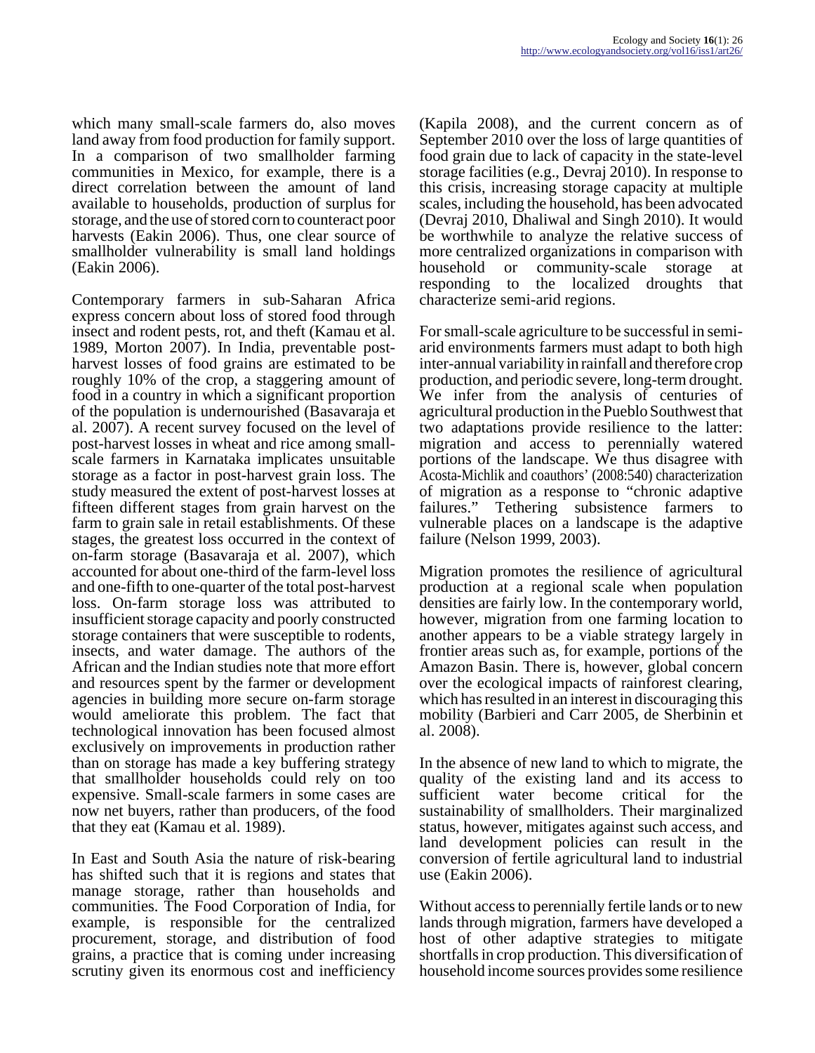which many small-scale farmers do, also moves land away from food production for family support. In a comparison of two smallholder farming communities in Mexico, for example, there is a direct correlation between the amount of land available to households, production of surplus for storage, and the use of stored corn to counteract poor harvests (Eakin 2006). Thus, one clear source of smallholder vulnerability is small land holdings (Eakin 2006).

Contemporary farmers in sub-Saharan Africa express concern about loss of stored food through insect and rodent pests, rot, and theft (Kamau et al. 1989, Morton 2007). In India, preventable post-harvest losses of food grains are estimated to be roughly 10% of the crop, a staggering amount of food in a country in which a significant proportion of the population is undernourished (Basavaraja et al. 2007). A recent survey focused on the level of post-harvest losses in wheat and rice among small-scale farmers in Karnataka implicates unsuitable storage as a factor in post-harvest grain loss. The study measured the extent of post-harvest losses at fifteen different stages from grain harvest on the farm to grain sale in retail establishments. Of these stages, the greatest loss occurred in the context of on-farm storage (Basavaraja et al. 2007), which accounted for about one-third of the farm-level loss and one-fifth to one-quarter of the total post-harvest loss. On-farm storage loss was attributed to insufficient storage capacity and poorly constructed storage containers that were susceptible to rodents, insects, and water damage. The authors of the African and the Indian studies note that more effort and resources spent by the farmer or development agencies in building more secure on-farm storage would ameliorate this problem. The fact that technological innovation has been focused almost exclusively on improvements in production rather than on storage has made a key buffering strategy that smallholder households could rely on too expensive. Small-scale farmers in some cases are now net buyers, rather than producers, of the food that they eat (Kamau et al. 1989).

In East and South Asia the nature of risk-bearing has shifted such that it is regions and states that manage storage, rather than households and communities. The Food Corporation of India, for example, is responsible for the centralized procurement, storage, and distribution of food grains, a practice that is coming under increasing scrutiny given its enormous cost and inefficiency (Kapila 2008), and the current concern as of September 2010 over the loss of large quantities of food grain due to lack of capacity in the state-level storage facilities (e.g., Devraj 2010). In response to this crisis, increasing storage capacity at multiple scales, including the household, has been advocated (Devraj 2010, Dhaliwal and Singh 2010). It would be worthwhile to analyze the relative success of more centralized organizations in comparison with household or community-scale storage at responding to the localized droughts that characterize semi-arid regions.

For small-scale agriculture to be successful in semi-arid environments farmers must adapt to both high inter-annual variability in rainfall and therefore crop production, and periodic severe, long-term drought. We infer from the analysis of centuries of agricultural production in the Pueblo Southwest that two adaptations provide resilience to the latter: migration and access to perennially watered portions of the landscape. We thus disagree with Acosta-Michlik and coauthors' (2008:540) characterization of migration as a response to "chronic adaptive failures." Tethering subsistence farmers to vulnerable places on a landscape is the adaptive failure (Nelson 1999, 2003).

Migration promotes the resilience of agricultural production at a regional scale when population densities are fairly low. In the contemporary world, however, migration from one farming location to another appears to be a viable strategy largely in frontier areas such as, for example, portions of the Amazon Basin. There is, however, global concern over the ecological impacts of rainforest clearing, which has resulted in an interest in discouraging this mobility (Barbieri and Carr 2005, de Sherbinin et al. 2008).

In the absence of new land to which to migrate, the quality of the existing land and its access to sufficient water become critical for the sustainability of smallholders. Their marginalized status, however, mitigates against such access, and land development policies can result in the conversion of fertile agricultural land to industrial use (Eakin 2006).

Without access to perennially fertile lands or to new lands through migration, farmers have developed a host of other adaptive strategies to mitigate shortfalls in crop production. This diversification of household income sources provides some resilience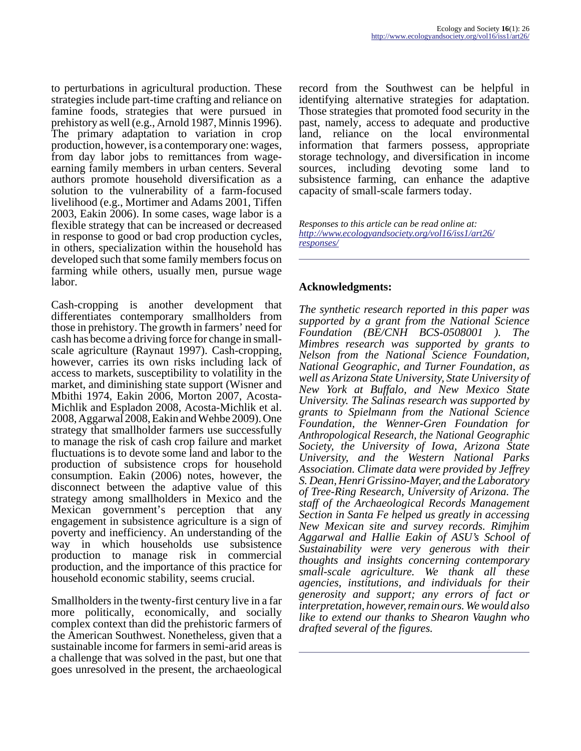to perturbations in agricultural production. These strategies include part-time crafting and reliance on famine foods, strategies that were pursued in prehistory as well (e.g., Arnold 1987, Minnis 1996). The primary adaptation to variation in crop production, however, is a contemporary one: wages, from day labor jobs to remittances from wage-earning family members in urban centers. Several authors promote household diversification as a solution to the vulnerability of a farm-focused livelihood (e.g., Mortimer and Adams 2001, Tiffen 2003, Eakin 2006). In some cases, wage labor is a flexible strategy that can be increased or decreased in response to good or bad crop production cycles, in others, specialization within the household has developed such that some family members focus on farming while others, usually men, pursue wage labor.

Cash-cropping is another development that differentiates contemporary smallholders from those in prehistory. The growth in farmers' need for cash has become a driving force for change in small-scale agriculture (Raynaut 1997). Cash-cropping, however, carries its own risks including lack of access to markets, susceptibility to volatility in the market, and diminishing state support (Wisner and Mbithi 1974, Eakin 2006, Morton 2007, Acosta-Michlik and Espladon 2008, Acosta-Michlik et al. 2008, Aggarwal 2008, Eakin and Wehbe 2009). One strategy that smallholder farmers use successfully to manage the risk of cash crop failure and market fluctuations is to devote some land and labor to the production of subsistence crops for household consumption. Eakin (2006) notes, however, the disconnect between the adaptive value of this strategy among smallholders in Mexico and the Mexican government's perception that any engagement in subsistence agriculture is a sign of poverty and inefficiency. An understanding of the way in which households use subsistence production to manage risk in commercial production, and the importance of this practice for household economic stability, seems crucial.

Smallholders in the twenty-first century live in a far more politically, economically, and socially complex context than did the prehistoric farmers of the American Southwest. Nonetheless, given that a sustainable income for farmers in semi-arid areas is a challenge that was solved in the past, but one that goes unresolved in the present, the archaeological record from the Southwest can be helpful in identifying alternative strategies for adaptation. Those strategies that promoted food security in the past, namely, access to adequate and productive land, reliance on the local environmental information that farmers possess, appropriate storage technology, and diversification in income sources, including devoting some land to subsistence farming, can enhance the adaptive capacity of small-scale farmers today.

*Responses to this article can be read online at: http://www.ecologyandsociety.org/vol16/iss1/art26/responses/*

## Acknowledgments:

*The synthetic research reported in this paper was supported by a grant from the National Science Foundation (BE/CNH BCS-0508001 ). The Mimbres research was supported by grants to Nelson from the National Science Foundation, National Geographic, and Turner Foundation, as well as Arizona State University, State University of New York at Buffalo, and New Mexico State University. The Salinas research was supported by grants to Spielmann from the National Science Foundation, the Wenner-Gren Foundation for Anthropological Research, the National Geographic Society, the University of Iowa, Arizona State University, and the Western National Parks Association. Climate data were provided by Jeffrey S. Dean, Henri Grissino-Mayer, and the Laboratory of Tree-Ring Research, University of Arizona. The staff of the Archaeological Records Management Section in Santa Fe helped us greatly in accessing New Mexican site and survey records. Rimjhim Aggarwal and Hallie Eakin of ASU's School of Sustainability were very generous with their thoughts and insights concerning contemporary small-scale agriculture. We thank all these agencies, institutions, and individuals for their generosity and support; any errors of fact or interpretation, however, remain ours. We would also like to extend our thanks to Shearon Vaughn who drafted several of the figures.*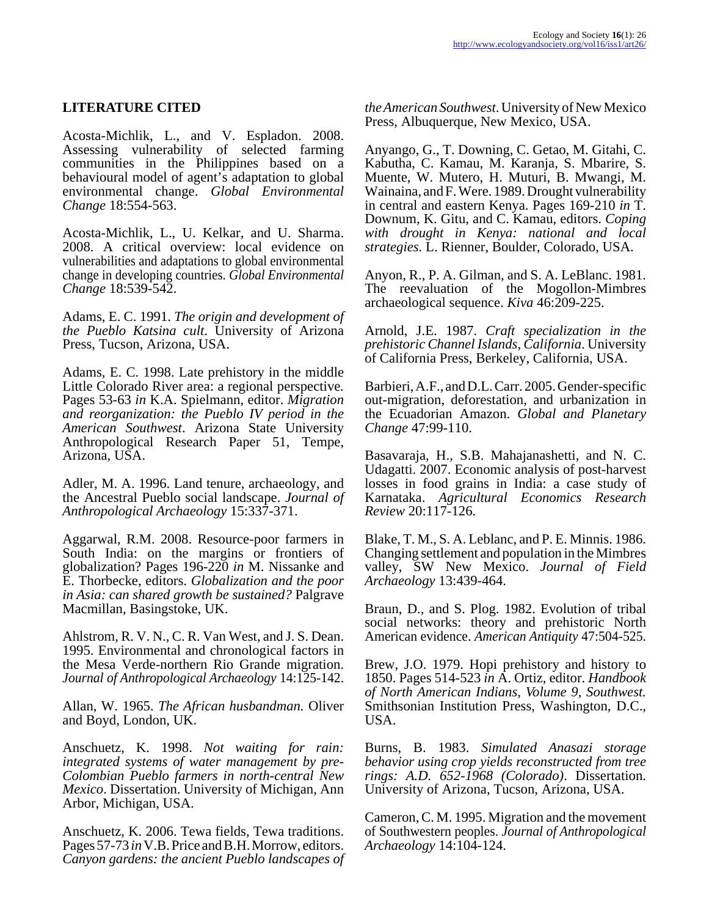## LITERATURE CITED

Acosta-Michlik, L., and V. Espladon. 2008. Assessing vulnerability of selected farming communities in the Philippines based on a behavioural model of agent's adaptation to global environmental change. *Global Environmental Change* 18:554-563.

Acosta-Michlik, L., U. Kelkar, and U. Sharma. 2008. A critical overview: local evidence on vulnerabilities and adaptations to global environmental change in developing countries. *Global Environmental Change* 18:539-542.

Adams, E. C. 1991. *The origin and development of the Pueblo Katsina cult*. University of Arizona Press, Tucson, Arizona, USA.

Adams, E. C. 1998. Late prehistory in the middle Little Colorado River area: a regional perspective. Pages 53-63 *in* K.A. Spielmann, editor. *Migration and reorganization: the Pueblo IV period in the American Southwest*. Arizona State University Anthropological Research Paper 51, Tempe, Arizona, USA.

Adler, M. A. 1996. Land tenure, archaeology, and the Ancestral Pueblo social landscape. *Journal of Anthropological Archaeology* 15:337-371.

Aggarwal, R.M. 2008. Resource-poor farmers in South India: on the margins or frontiers of globalization? Pages 196-220 *in* M. Nissanke and E. Thorbecke, editors. *Globalization and the poor in Asia: can shared growth be sustained?* Palgrave Macmillan, Basingstoke, UK.

Ahlstrom, R. V. N., C. R. Van West, and J. S. Dean. 1995. Environmental and chronological factors in the Mesa Verde-northern Rio Grande migration. *Journal of Anthropological Archaeology* 14:125-142.

Allan, W. 1965. *The African husbandman.* Oliver and Boyd, London, UK.

Anschuetz, K. 1998. *Not waiting for rain: integrated systems of water management by pre-Colombian Pueblo farmers in north-central New Mexico*. Dissertation. University of Michigan, Ann Arbor, Michigan, USA.

Anschuetz, K. 2006. Tewa fields, Tewa traditions. Pages 57-73 *in* V.B. Price and B.H. Morrow, editors. *Canyon gardens: the ancient Pueblo landscapes of the American Southwest*. University of New Mexico Press, Albuquerque, New Mexico, USA.

Anyango, G., T. Downing, C. Getao, M. Gitahi, C. Kabutha, C. Kamau, M. Karanja, S. Mbarire, S. Muente, W. Mutero, H. Muturi, B. Mwangi, M. Wainaina, and F. Were. 1989. Drought vulnerability in central and eastern Kenya. Pages 169-210 *in* T. Downum, K. Gitu, and C. Kamau, editors. *Coping with drought in Kenya: national and local strategies*. L. Rienner, Boulder, Colorado, USA.

Anyon, R., P. A. Gilman, and S. A. LeBlanc. 1981. The reevaluation of the Mogollon-Mimbres archaeological sequence. *Kiva* 46:209-225.

Arnold, J.E. 1987. *Craft specialization in the prehistoric Channel Islands, California*. University of California Press, Berkeley, California, USA.

Barbieri, A.F., and D.L. Carr. 2005. Gender-specific out-migration, deforestation, and urbanization in the Ecuadorian Amazon. *Global and Planetary Change* 47:99-110.

Basavaraja, H., S.B. Mahajanashetti, and N. C. Udagatti. 2007. Economic analysis of post-harvest losses in food grains in India: a case study of Karnataka. *Agricultural Economics Research Review* 20:117-126.

Blake, T. M., S. A. Leblanc, and P. E. Minnis. 1986. Changing settlement and population in the Mimbres valley, SW New Mexico. *Journal of Field Archaeology* 13:439-464.

Braun, D., and S. Plog. 1982. Evolution of tribal social networks: theory and prehistoric North American evidence. *American Antiquity* 47:504-525.

Brew, J.O. 1979. Hopi prehistory and history to 1850. Pages 514-523 *in* A. Ortiz, editor. *Handbook of North American Indians, Volume 9, Southwest.* Smithsonian Institution Press, Washington, D.C., USA.

Burns, B. 1983. *Simulated Anasazi storage behavior using crop yields reconstructed from tree rings: A.D. 652-1968 (Colorado)*. Dissertation. University of Arizona, Tucson, Arizona, USA.

Cameron, C. M. 1995. Migration and the movement of Southwestern peoples. *Journal of Anthropological Archaeology* 14:104-124.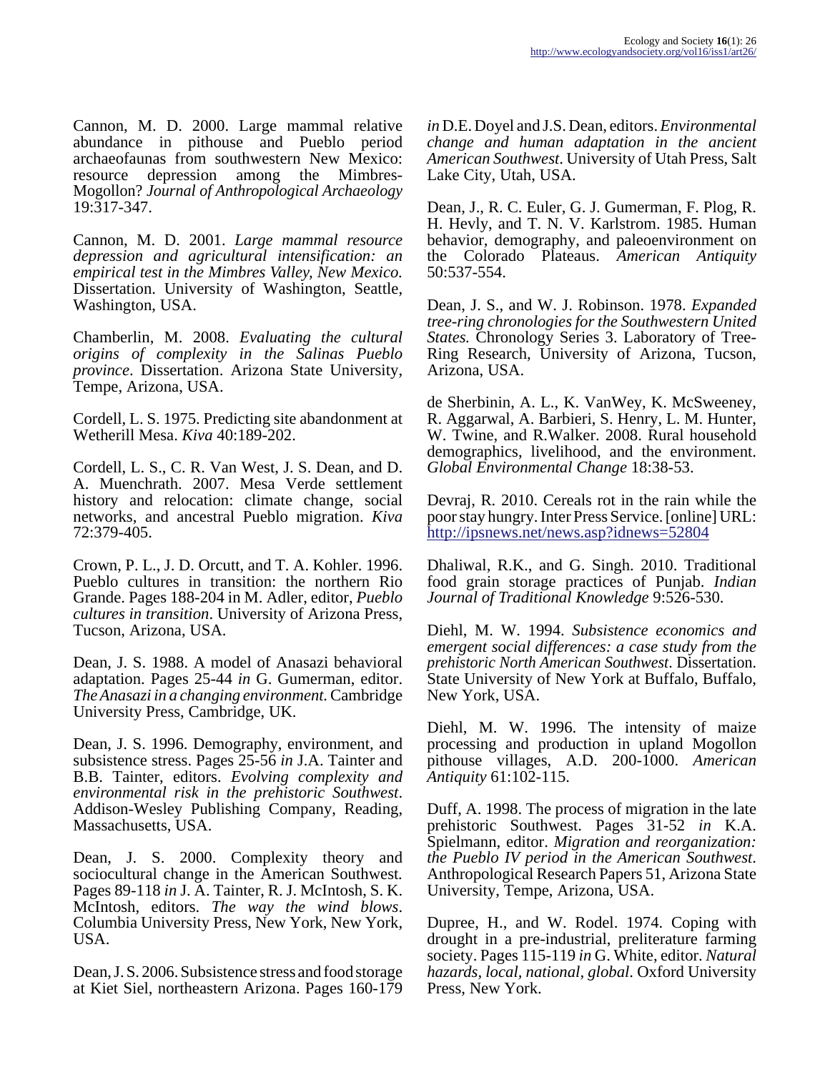Cannon, M. D. 2000. Large mammal relative abundance in pithouse and Pueblo period archaeofaunas from southwestern New Mexico: resource depression among the Mimbres-Mogollon? *Journal of Anthropological Archaeology* 19:317-347.

Cannon, M. D. 2001. *Large mammal resource depression and agricultural intensification: an empirical test in the Mimbres Valley, New Mexico.* Dissertation. University of Washington, Seattle, Washington, USA.

Chamberlin, M. 2008. *Evaluating the cultural origins of complexity in the Salinas Pueblo province*. Dissertation. Arizona State University, Tempe, Arizona, USA.

Cordell, L. S. 1975. Predicting site abandonment at Wetherill Mesa. *Kiva* 40:189-202.

Cordell, L. S., C. R. Van West, J. S. Dean, and D. A. Muenchrath. 2007. Mesa Verde settlement history and relocation: climate change, social networks, and ancestral Pueblo migration. *Kiva* 72:379-405.

Crown, P. L., J. D. Orcutt, and T. A. Kohler. 1996. Pueblo cultures in transition: the northern Rio Grande. Pages 188-204 in M. Adler, editor, *Pueblo cultures in transition*. University of Arizona Press, Tucson, Arizona, USA.

Dean, J. S. 1988. A model of Anasazi behavioral adaptation. Pages 25-44 *in* G. Gumerman, editor. *The Anasazi in a changing environment.* Cambridge University Press, Cambridge, UK.

Dean, J. S. 1996. Demography, environment, and subsistence stress. Pages 25-56 *in* J.A. Tainter and B.B. Tainter, editors. *Evolving complexity and environmental risk in the prehistoric Southwest*. Addison-Wesley Publishing Company, Reading, Massachusetts, USA.

Dean, J. S. 2000. Complexity theory and sociocultural change in the American Southwest. Pages 89-118 *in* J. A. Tainter, R. J. McIntosh, S. K. McIntosh, editors. *The way the wind blows*. Columbia University Press, New York, New York, USA.

Dean, J. S. 2006. Subsistence stress and food storage at Kiet Siel, northeastern Arizona. Pages 160-179 *in* D.E. Doyel and J.S. Dean, editors. *Environmental change and human adaptation in the ancient American Southwest.* University of Utah Press, Salt Lake City, Utah, USA.

Dean, J., R. C. Euler, G. J. Gumerman, F. Plog, R. H. Hevly, and T. N. V. Karlstrom. 1985. Human behavior, demography, and paleoenvironment on the Colorado Plateaus. *American Antiquity* 50:537-554.

Dean, J. S., and W. J. Robinson. 1978. *Expanded tree-ring chronologies for the Southwestern United States.* Chronology Series 3. Laboratory of Tree-Ring Research, University of Arizona, Tucson, Arizona, USA.

de Sherbinin, A. L., K. VanWey, K. McSweeney, R. Aggarwal, A. Barbieri, S. Henry, L. M. Hunter, W. Twine, and R.Walker. 2008. Rural household demographics, livelihood, and the environment. *Global Environmental Change* 18:38-53.

Devraj, R. 2010. Cereals rot in the rain while the poor stay hungry. Inter Press Service. [online] URL: http://ipsnews.net/news.asp?idnews=52804

Dhaliwal, R.K., and G. Singh. 2010. Traditional food grain storage practices of Punjab. *Indian Journal of Traditional Knowledge* 9:526-530.

Diehl, M. W. 1994. *Subsistence economics and emergent social differences: a case study from the prehistoric North American Southwest*. Dissertation. State University of New York at Buffalo, Buffalo, New York, USA.

Diehl, M. W. 1996. The intensity of maize processing and production in upland Mogollon pithouse villages, A.D. 200-1000. *American Antiquity* 61:102-115.

Duff, A. 1998. The process of migration in the late prehistoric Southwest. Pages 31-52 *in* K.A. Spielmann, editor. *Migration and reorganization: the Pueblo IV period in the American Southwest*. Anthropological Research Papers 51, Arizona State University, Tempe, Arizona, USA.

Dupree, H., and W. Rodel. 1974. Coping with drought in a pre-industrial, preliterature farming society. Pages 115-119 *in* G. White, editor. *Natural hazards, local, national, global*. Oxford University Press, New York.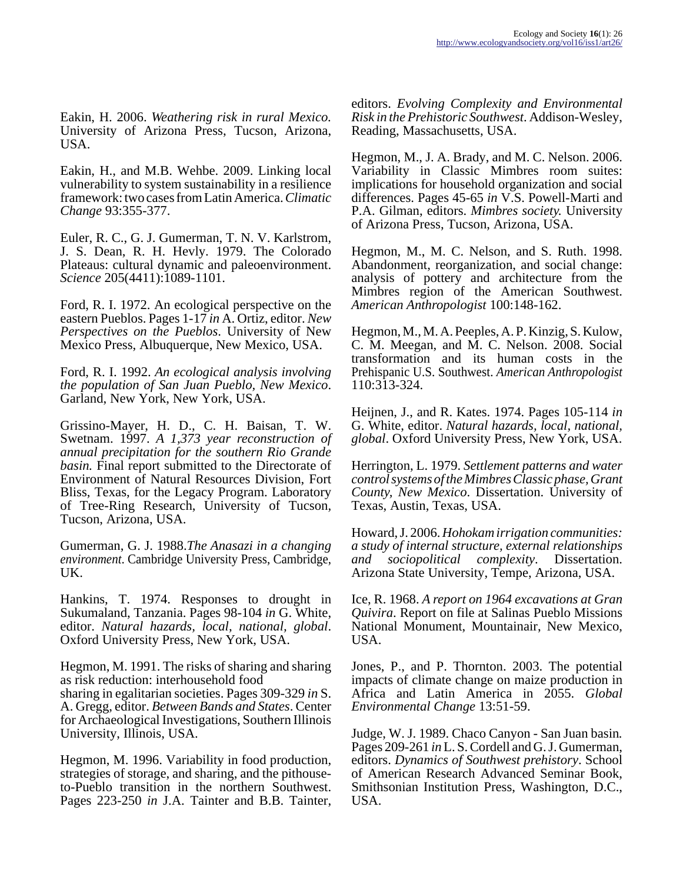Eakin, H. 2006. *Weathering risk in rural Mexico.* University of Arizona Press, Tucson, Arizona, USA.

Eakin, H., and M.B. Wehbe. 2009. Linking local vulnerability to system sustainability in a resilience framework: two cases from Latin America. *Climatic Change* 93:355-377.

Euler, R. C., G. J. Gumerman, T. N. V. Karlstrom, J. S. Dean, R. H. Hevly. 1979. The Colorado Plateaus: cultural dynamic and paleoenvironment. *Science* 205(4411):1089-1101.

Ford, R. I. 1972. An ecological perspective on the eastern Pueblos. Pages 1-17 *in* A. Ortiz, editor. *New Perspectives on the Pueblos*. University of New Mexico Press, Albuquerque, New Mexico, USA.

Ford, R. I. 1992. *An ecological analysis involving the population of San Juan Pueblo, New Mexico*. Garland, New York, New York, USA.

Grissino-Mayer, H. D., C. H. Baisan, T. W. Swetnam. 1997. *A 1,373 year reconstruction of annual precipitation for the southern Rio Grande basin.* Final report submitted to the Directorate of Environment of Natural Resources Division, Fort Bliss, Texas, for the Legacy Program. Laboratory of Tree-Ring Research, University of Tucson, Tucson, Arizona, USA.

Gumerman, G. J. 1988.*The Anasazi in a changing environment.* Cambridge University Press, Cambridge, UK.

Hankins, T. 1974. Responses to drought in Sukumaland, Tanzania. Pages 98-104 *in* G. White, editor. *Natural hazards, local, national, global*. Oxford University Press, New York, USA.

Hegmon, M. 1991. The risks of sharing and sharing as risk reduction: interhousehold food sharing in egalitarian societies. Pages 309-329 *in* S. A. Gregg, editor. *Between Bands and States*. Center for Archaeological Investigations, Southern Illinois University, Illinois, USA.

Hegmon, M. 1996. Variability in food production, strategies of storage, and sharing, and the pithouse-to-Pueblo transition in the northern Southwest. Pages 223-250 *in* J.A. Tainter and B.B. Tainter, editors. *Evolving Complexity and Environmental Risk in the Prehistoric Southwest*. Addison-Wesley, Reading, Massachusetts, USA.

Hegmon, M., J. A. Brady, and M. C. Nelson. 2006. Variability in Classic Mimbres room suites: implications for household organization and social differences. Pages 45-65 *in* V.S. Powell-Marti and P.A. Gilman, editors. *Mimbres society.* University of Arizona Press, Tucson, Arizona, USA.

Hegmon, M., M. C. Nelson, and S. Ruth. 1998. Abandonment, reorganization, and social change: analysis of pottery and architecture from the Mimbres region of the American Southwest. *American Anthropologist* 100:148-162.

Hegmon, M., M. A. Peeples, A. P. Kinzig, S. Kulow, C. M. Meegan, and M. C. Nelson. 2008. Social transformation and its human costs in the Prehispanic U.S. Southwest. *American Anthropologist* 110:313-324.

Heijnen, J., and R. Kates. 1974. Pages 105-114 *in* G. White, editor. *Natural hazards, local, national, global*. Oxford University Press, New York, USA.

Herrington, L. 1979. *Settlement patterns and water control systems of the Mimbres Classic phase, Grant County, New Mexico*. Dissertation. University of Texas, Austin, Texas, USA.

Howard, J. 2006. *Hohokam irrigation communities: a study of internal structure, external relationships and sociopolitical complexity*. Dissertation. Arizona State University, Tempe, Arizona, USA.

Ice, R. 1968. *A report on 1964 excavations at Gran Quivira*. Report on file at Salinas Pueblo Missions National Monument, Mountainair, New Mexico, USA.

Jones, P., and P. Thornton. 2003. The potential impacts of climate change on maize production in Africa and Latin America in 2055. *Global Environmental Change* 13:51-59.

Judge, W. J. 1989. Chaco Canyon - San Juan basin. Pages 209-261 *in* L. S. Cordell and G. J. Gumerman, editors. *Dynamics of Southwest prehistory*. School of American Research Advanced Seminar Book, Smithsonian Institution Press, Washington, D.C., USA.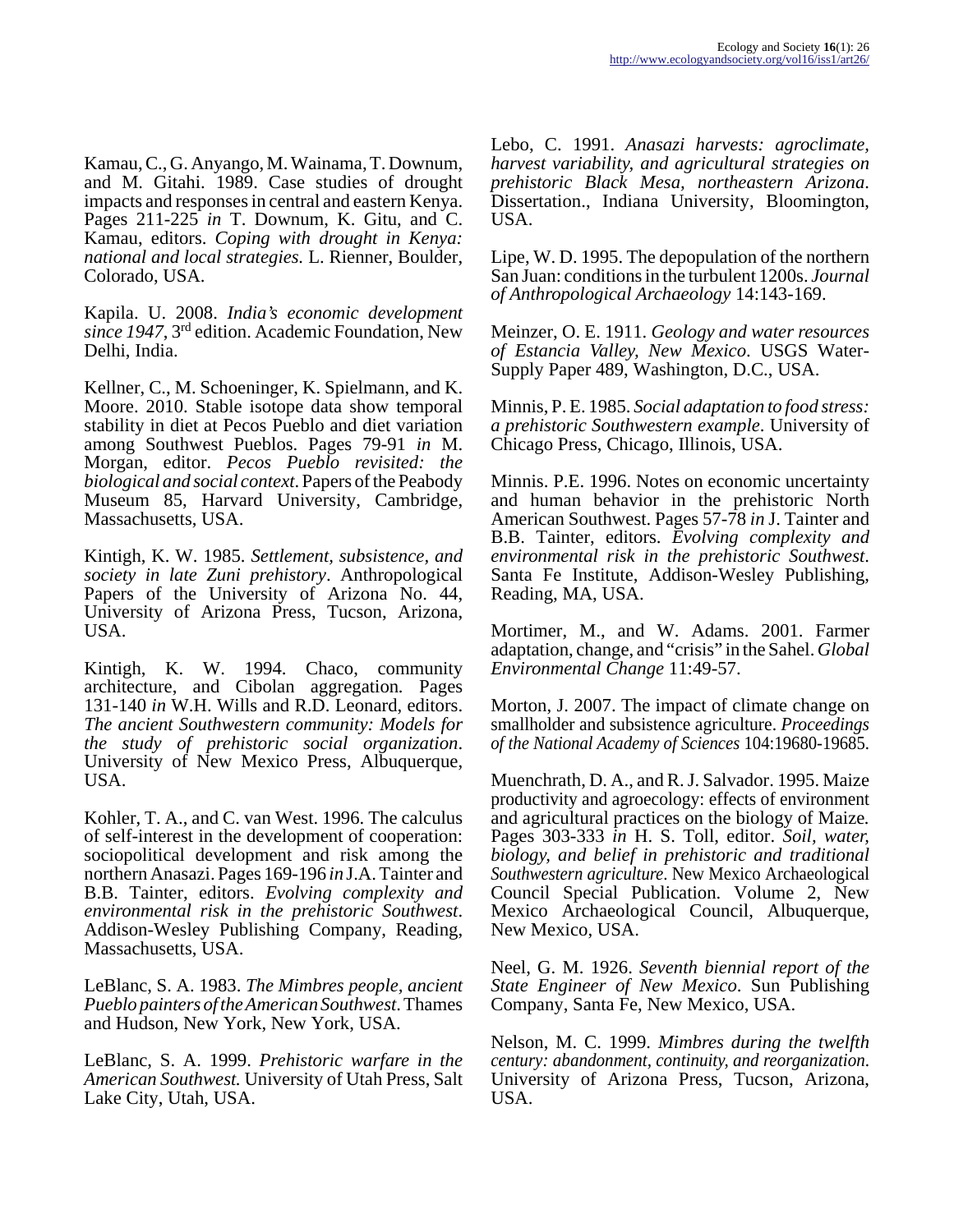Kamau, C., G. Anyango, M. Wainama, T. Downum, and M. Gitahi. 1989. Case studies of drought impacts and responses in central and eastern Kenya. Pages 211-225 *in* T. Downum, K. Gitu, and C. Kamau, editors. *Coping with drought in Kenya: national and local strategies*. L. Rienner, Boulder, Colorado, USA.

Kapila. U. 2008. *India's economic development since 1947*, 3rd edition. Academic Foundation, New Delhi, India.

Kellner, C., M. Schoeninger, K. Spielmann, and K. Moore. 2010. Stable isotope data show temporal stability in diet at Pecos Pueblo and diet variation among Southwest Pueblos. Pages 79-91 *in* M. Morgan, editor. *Pecos Pueblo revisited: the biological and social context*. Papers of the Peabody Museum 85, Harvard University, Cambridge, Massachusetts, USA.

Kintigh, K. W. 1985. *Settlement, subsistence, and society in late Zuni prehistory*. Anthropological Papers of the University of Arizona No. 44, University of Arizona Press, Tucson, Arizona, USA.

Kintigh, K. W. 1994. Chaco, community architecture, and Cibolan aggregation. Pages 131-140 *in* W.H. Wills and R.D. Leonard, editors. *The ancient Southwestern community: Models for the study of prehistoric social organization*. University of New Mexico Press, Albuquerque, USA.

Kohler, T. A., and C. van West. 1996. The calculus of self-interest in the development of cooperation: sociopolitical development and risk among the northern Anasazi. Pages 169-196 *in* J.A. Tainter and B.B. Tainter, editors. *Evolving complexity and environmental risk in the prehistoric Southwest*. Addison-Wesley Publishing Company, Reading, Massachusetts, USA.

LeBlanc, S. A. 1983. *The Mimbres people, ancient Pueblo painters of the American Southwest*. Thames and Hudson, New York, New York, USA.

LeBlanc, S. A. 1999. *Prehistoric warfare in the American Southwest.* University of Utah Press, Salt Lake City, Utah, USA.

Lebo, C. 1991. *Anasazi harvests: agroclimate, harvest variability, and agricultural strategies on prehistoric Black Mesa, northeastern Arizona*. Dissertation., Indiana University, Bloomington, USA.

Lipe, W. D. 1995. The depopulation of the northern San Juan: conditions in the turbulent 1200s. *Journal of Anthropological Archaeology* 14:143-169.

Meinzer, O. E. 1911. *Geology and water resources of Estancia Valley, New Mexico*. USGS Water-Supply Paper 489, Washington, D.C., USA.

Minnis, P. E. 1985. *Social adaptation to food stress: a prehistoric Southwestern example*. University of Chicago Press, Chicago, Illinois, USA.

Minnis. P.E. 1996. Notes on economic uncertainty and human behavior in the prehistoric North American Southwest. Pages 57-78 *in* J. Tainter and B.B. Tainter, editors. *Evolving complexity and environmental risk in the prehistoric Southwest*. Santa Fe Institute, Addison-Wesley Publishing, Reading, MA, USA.

Mortimer, M., and W. Adams. 2001. Farmer adaptation, change, and "crisis" in the Sahel. *Global Environmental Change* 11:49-57.

Morton, J. 2007. The impact of climate change on smallholder and subsistence agriculture. *Proceedings of the National Academy of Sciences* 104:19680-19685.

Muenchrath, D. A., and R. J. Salvador. 1995. Maize productivity and agroecology: effects of environment and agricultural practices on the biology of Maize. Pages 303-333 *in* H. S. Toll, editor. *Soil, water, biology, and belief in prehistoric and traditional Southwestern agriculture*. New Mexico Archaeological Council Special Publication. Volume 2, New Mexico Archaeological Council, Albuquerque, New Mexico, USA.

Neel, G. M. 1926. *Seventh biennial report of the State Engineer of New Mexico*. Sun Publishing Company, Santa Fe, New Mexico, USA.

Nelson, M. C. 1999. *Mimbres during the twelfth century: abandonment, continuity, and reorganization*. University of Arizona Press, Tucson, Arizona, USA.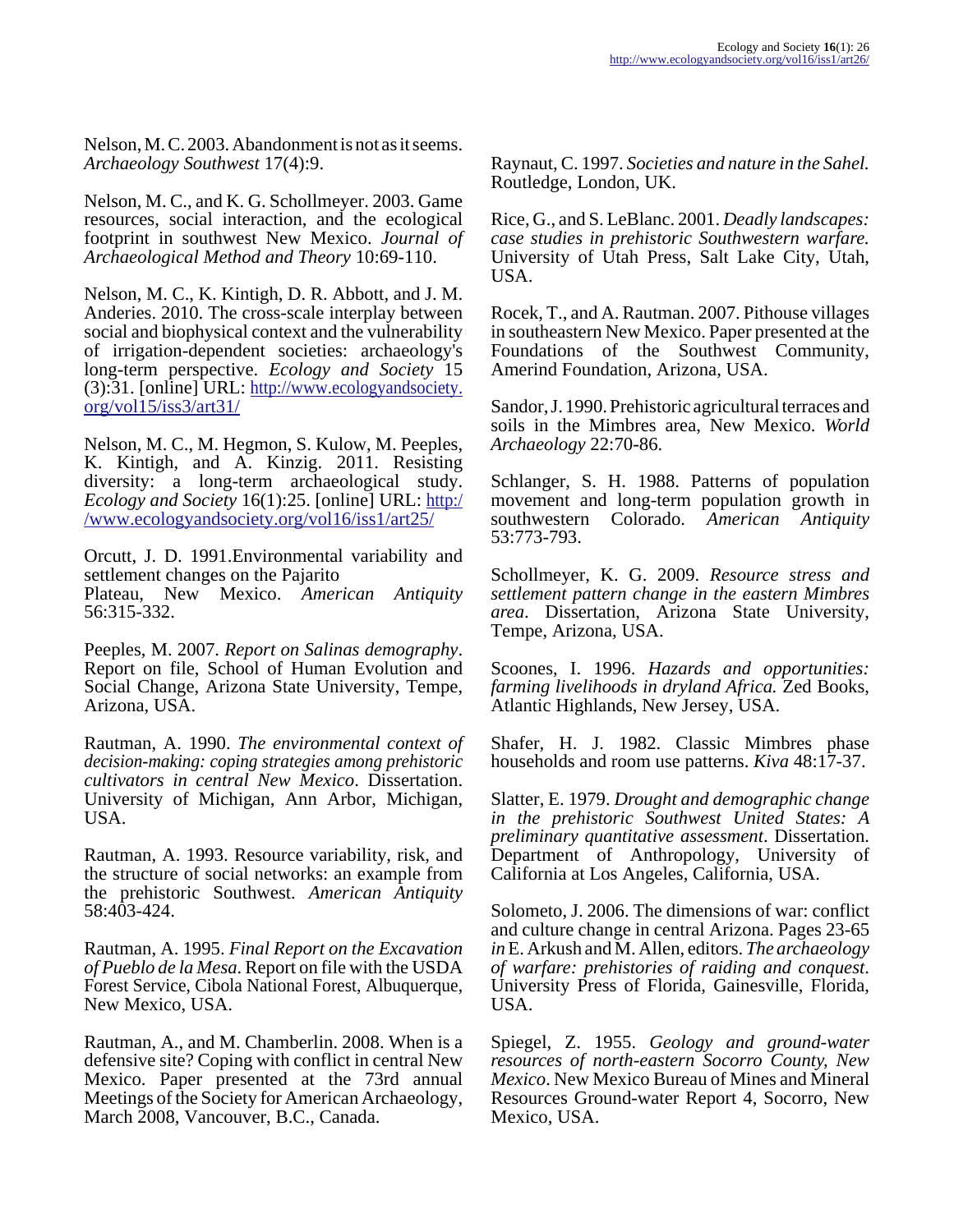Nelson, M. C. 2003. Abandonment is not as it seems. *Archaeology Southwest* 17(4):9.

Nelson, M. C., and K. G. Schollmeyer. 2003. Game resources, social interaction, and the ecological footprint in southwest New Mexico. *Journal of Archaeological Method and Theory* 10:69-110.

Nelson, M. C., K. Kintigh, D. R. Abbott, and J. M. Anderies. 2010. The cross-scale interplay between social and biophysical context and the vulnerability of irrigation-dependent societies: archaeology's long-term perspective. *Ecology and Society* 15 (3):31. [online] URL: http://www.ecologyandsociety.org/vol15/iss3/art31/

Nelson, M. C., M. Hegmon, S. Kulow, M. Peeples, K. Kintigh, and A. Kinzig. 2011. Resisting diversity: a long-term archaeological study. *Ecology and Society* 16(1):25. [online] URL: http://www.ecologyandsociety.org/vol16/iss1/art25/

Orcutt, J. D. 1991.Environmental variability and settlement changes on the Pajarito Plateau, New Mexico. *American Antiquity* 56:315-332.

Peeples, M. 2007. *Report on Salinas demography*. Report on file, School of Human Evolution and Social Change, Arizona State University, Tempe, Arizona, USA.

Rautman, A. 1990. *The environmental context of decision-making: coping strategies among prehistoric cultivators in central New Mexico*. Dissertation. University of Michigan, Ann Arbor, Michigan, USA.

Rautman, A. 1993. Resource variability, risk, and the structure of social networks: an example from the prehistoric Southwest. *American Antiquity* 58:403-424.

Rautman, A. 1995. *Final Report on the Excavation of Pueblo de la Mesa*. Report on file with the USDA Forest Service, Cibola National Forest, Albuquerque, New Mexico, USA.

Rautman, A., and M. Chamberlin. 2008. When is a defensive site? Coping with conflict in central New Mexico. Paper presented at the 73rd annual Meetings of the Society for American Archaeology, March 2008, Vancouver, B.C., Canada.

Raynaut, C. 1997. *Societies and nature in the Sahel.* Routledge, London, UK.

Rice, G., and S. LeBlanc. 2001. *Deadly landscapes: case studies in prehistoric Southwestern warfare.* University of Utah Press, Salt Lake City, Utah, USA.

Rocek, T., and A. Rautman. 2007. Pithouse villages in southeastern New Mexico. Paper presented at the Foundations of the Southwest Community, Amerind Foundation, Arizona, USA.

Sandor, J. 1990. Prehistoric agricultural terraces and soils in the Mimbres area, New Mexico. *World Archaeology* 22:70-86.

Schlanger, S. H. 1988. Patterns of population movement and long-term population growth in southwestern Colorado. *American Antiquity* 53:773-793.

Schollmeyer, K. G. 2009. *Resource stress and settlement pattern change in the eastern Mimbres area*. Dissertation, Arizona State University, Tempe, Arizona, USA.

Scoones, I. 1996. *Hazards and opportunities: farming livelihoods in dryland Africa.* Zed Books, Atlantic Highlands, New Jersey, USA.

Shafer, H. J. 1982. Classic Mimbres phase households and room use patterns. *Kiva* 48:17-37.

Slatter, E. 1979. *Drought and demographic change in the prehistoric Southwest United States: A preliminary quantitative assessment*. Dissertation. Department of Anthropology, University of California at Los Angeles, California, USA.

Solometo, J. 2006. The dimensions of war: conflict and culture change in central Arizona. Pages 23-65 *in* E. Arkush and M. Allen, editors. *The archaeology of warfare: prehistories of raiding and conquest.* University Press of Florida, Gainesville, Florida, USA.

Spiegel, Z. 1955. *Geology and ground-water resources of north-eastern Socorro County, New Mexico*. New Mexico Bureau of Mines and Mineral Resources Ground-water Report 4, Socorro, New Mexico, USA.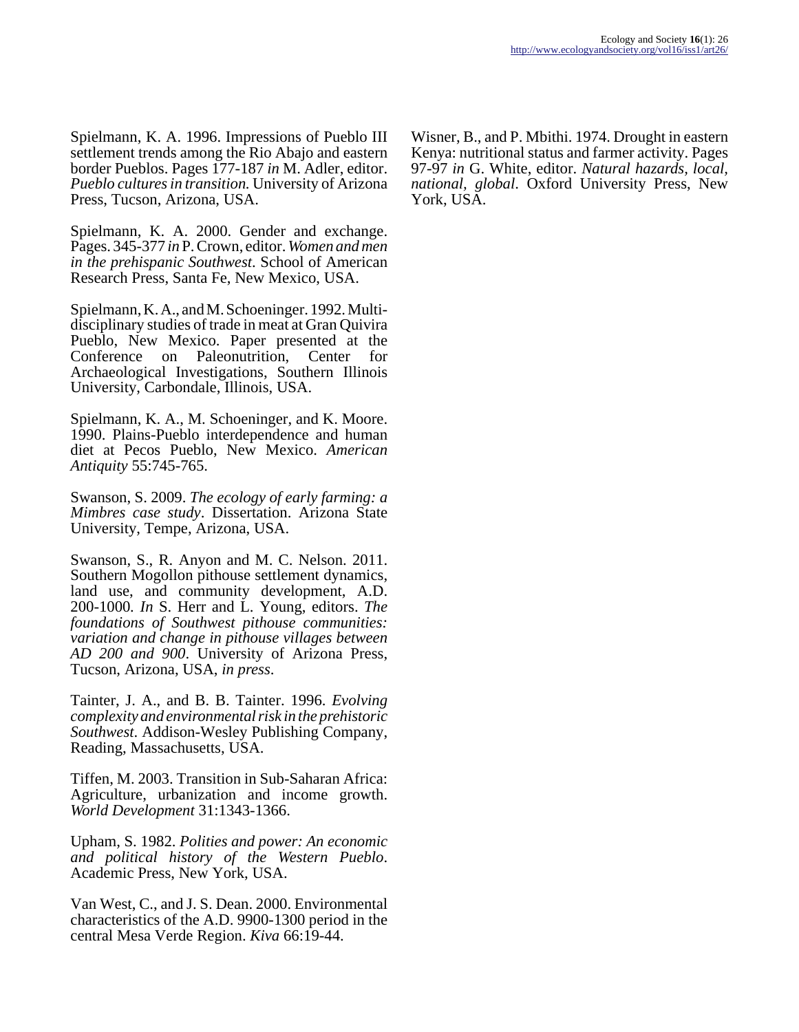Spielmann, K. A. 1996. Impressions of Pueblo III settlement trends among the Rio Abajo and eastern border Pueblos. Pages 177-187 *in* M. Adler, editor. *Pueblo cultures in transition.* University of Arizona Press, Tucson, Arizona, USA.

Spielmann, K. A. 2000. Gender and exchange. Pages. 345-377 *in* P. Crown, editor. *Women and men in the prehispanic Southwest*. School of American Research Press, Santa Fe, New Mexico, USA.

Spielmann, K. A., and M. Schoeninger. 1992. Multi-disciplinary studies of trade in meat at Gran Quivira Pueblo, New Mexico. Paper presented at the Conference on Paleonutrition, Center for Archaeological Investigations, Southern Illinois University, Carbondale, Illinois, USA.

Spielmann, K. A., M. Schoeninger, and K. Moore. 1990. Plains-Pueblo interdependence and human diet at Pecos Pueblo, New Mexico. *American Antiquity* 55:745-765.

Swanson, S. 2009. *The ecology of early farming: a Mimbres case study*. Dissertation. Arizona State University, Tempe, Arizona, USA.

Swanson, S., R. Anyon and M. C. Nelson. 2011. Southern Mogollon pithouse settlement dynamics, land use, and community development, A.D. 200-1000. *In* S. Herr and L. Young, editors. *The foundations of Southwest pithouse communities: variation and change in pithouse villages between AD 200 and 900*. University of Arizona Press, Tucson, Arizona, USA, *in press*.

Tainter, J. A., and B. B. Tainter. 1996. *Evolving complexity and environmental risk in the prehistoric Southwest*. Addison-Wesley Publishing Company, Reading, Massachusetts, USA.

Tiffen, M. 2003. Transition in Sub-Saharan Africa: Agriculture, urbanization and income growth. *World Development* 31:1343-1366.

Upham, S. 1982. *Polities and power: An economic and political history of the Western Pueblo*. Academic Press, New York, USA.

Van West, C., and J. S. Dean. 2000. Environmental characteristics of the A.D. 9900-1300 period in the central Mesa Verde Region. *Kiva* 66:19-44.

Wisner, B., and P. Mbithi. 1974. Drought in eastern Kenya: nutritional status and farmer activity. Pages 97-97 *in* G. White, editor. *Natural hazards, local, national, global*. Oxford University Press, New York, USA.